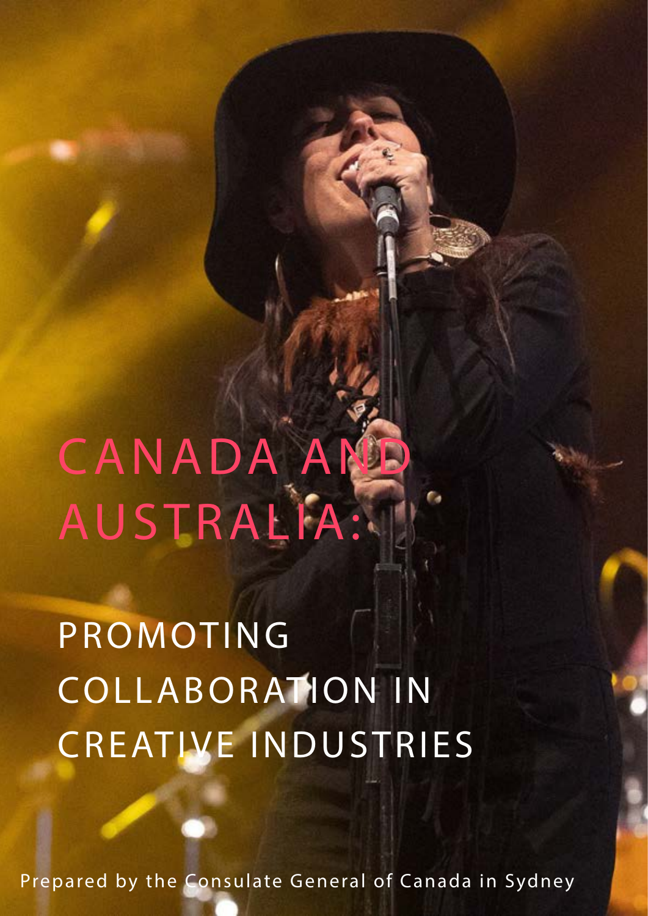# CANADA AND AUSTRALIA:

## PROMOTING COLLABORATION IN CREATIVE INDUSTRIES

Prepared by the Consulate General of Canada in Sydney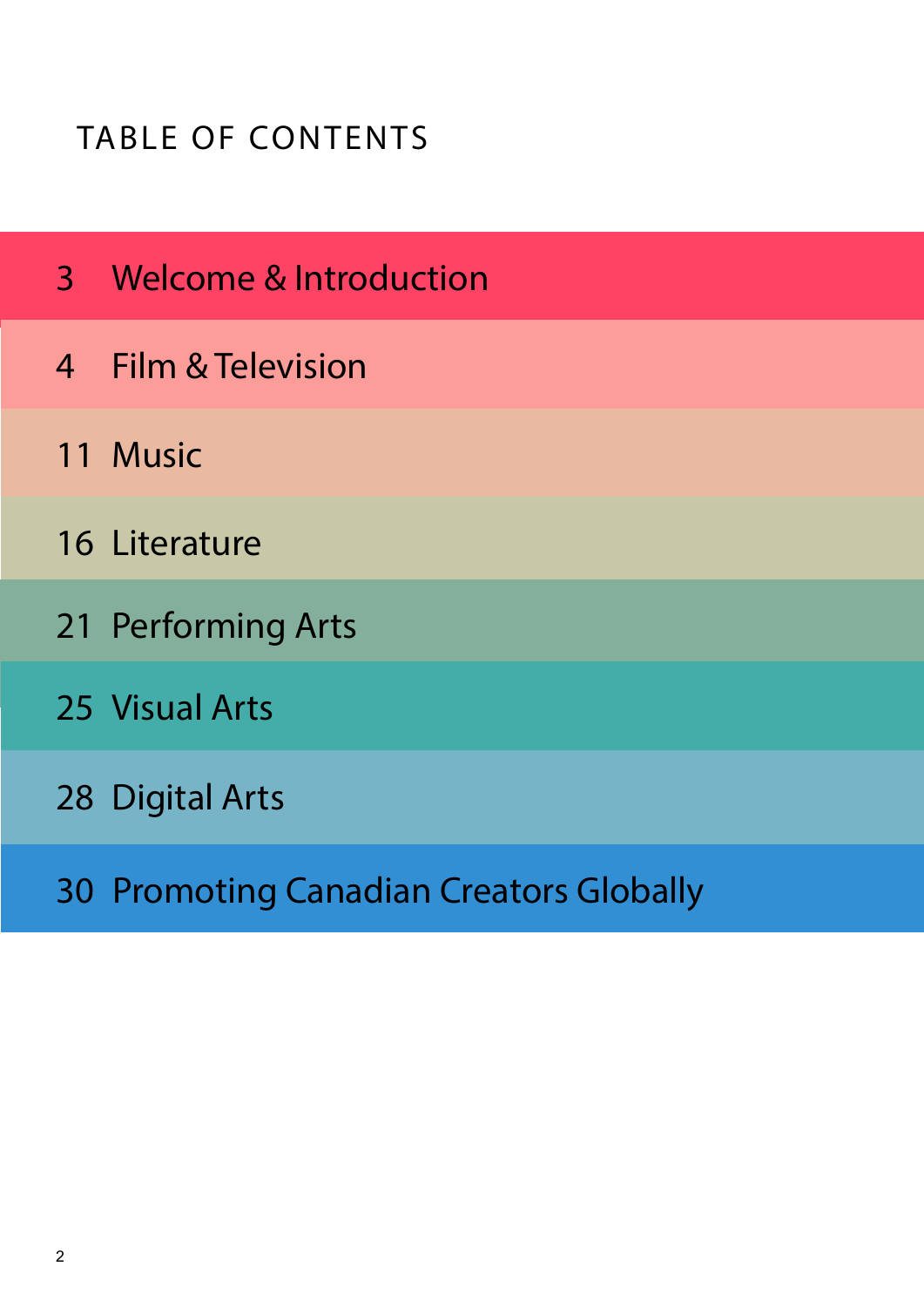# TABLE OF CONTENTS

3 Welcome & Introduction

4 Film & Television

11 Music

16 Literature

21 Performing Arts

25 Visual Arts

28 Digital Arts

30 Promoting Canadian Creators Globally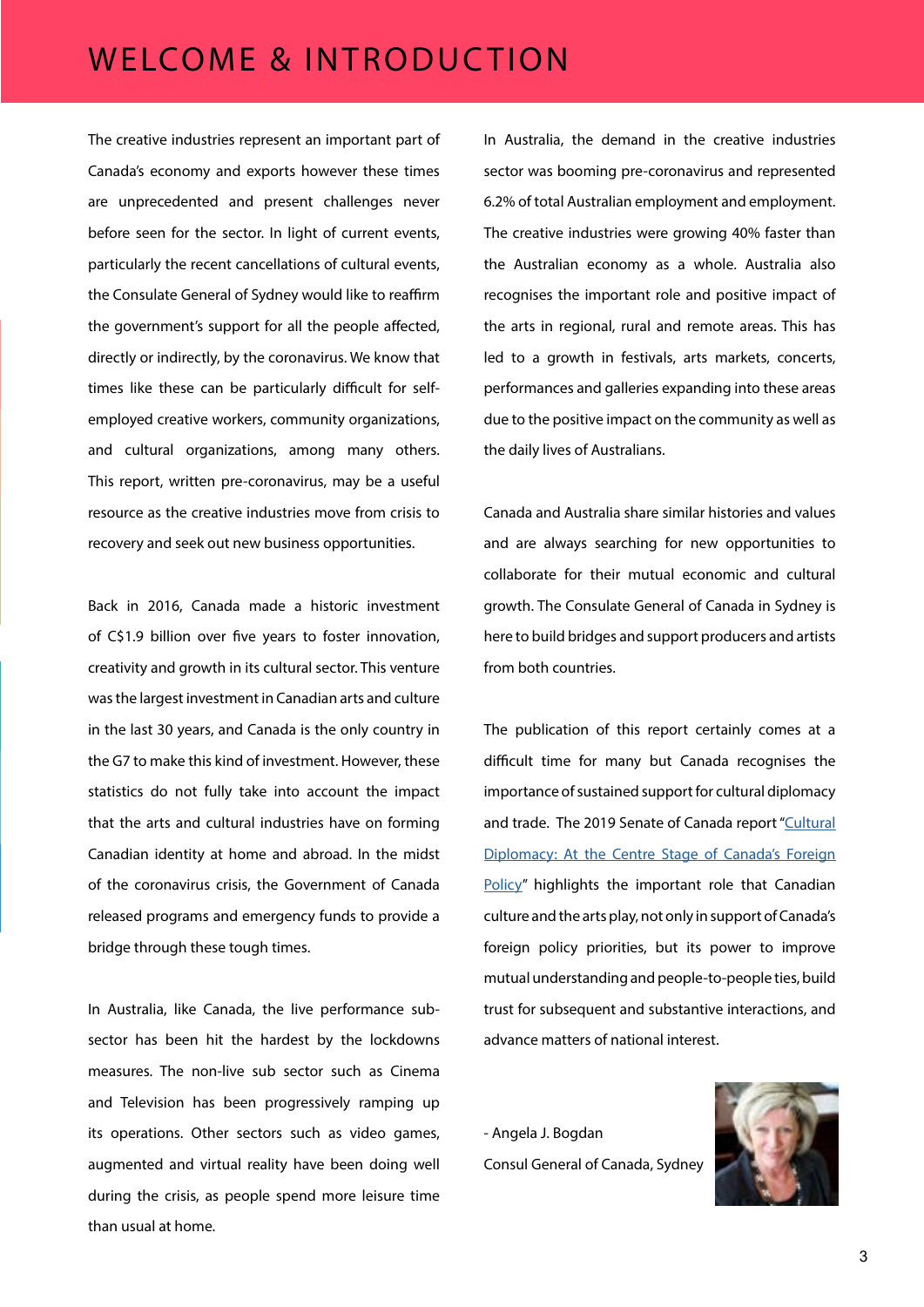# WELCOME & INTRODUCTION

The creative industries represent an important part of Canada's economy and exports however these times are unprecedented and present challenges never before seen for the sector. In light of current events, particularly the recent cancellations of cultural events, the Consulate General of Sydney would like to reaffirm the government's support for all the people affected, directly or indirectly, by the coronavirus. We know that times like these can be particularly difficult for self-employed creative workers, community organizations, and cultural organizations, among many others. This report, written pre-coronavirus, may be a useful resource as the creative industries move from crisis to recovery and seek out new business opportunities.

Back in 2016, Canada made a historic investment of C$1.9 billion over five years to foster innovation, creativity and growth in its cultural sector. This venture was the largest investment in Canadian arts and culture in the last 30 years, and Canada is the only country in the G7 to make this kind of investment. However, these statistics do not fully take into account the impact that the arts and cultural industries have on forming Canadian identity at home and abroad. In the midst of the coronavirus crisis, the Government of Canada released programs and emergency funds to provide a bridge through these tough times.

In Australia, like Canada, the live performance sub-sector has been hit the hardest by the lockdowns measures. The non-live sub sector such as Cinema and Television has been progressively ramping up its operations. Other sectors such as video games, augmented and virtual reality have been doing well during the crisis, as people spend more leisure time than usual at home.

In Australia, the demand in the creative industries sector was booming pre-coronavirus and represented 6.2% of total Australian employment and employment. The creative industries were growing 40% faster than the Australian economy as a whole. Australia also recognises the important role and positive impact of the arts in regional, rural and remote areas. This has led to a growth in festivals, arts markets, concerts, performances and galleries expanding into these areas due to the positive impact on the community as well as the daily lives of Australians.

Canada and Australia share similar histories and values and are always searching for new opportunities to collaborate for their mutual economic and cultural growth. The Consulate General of Canada in Sydney is here to build bridges and support producers and artists from both countries.

The publication of this report certainly comes at a difficult time for many but Canada recognises the importance of sustained support for cultural diplomacy and trade. The 2019 Senate of Canada report "Cultural Diplomacy: At the Centre Stage of Canada's Foreign Policy" highlights the important role that Canadian culture and the arts play, not only in support of Canada's foreign policy priorities, but its power to improve mutual understanding and people-to-people ties, build trust for subsequent and substantive interactions, and advance matters of national interest.

- Angela J. Bogdan
Consul General of Canada, Sydney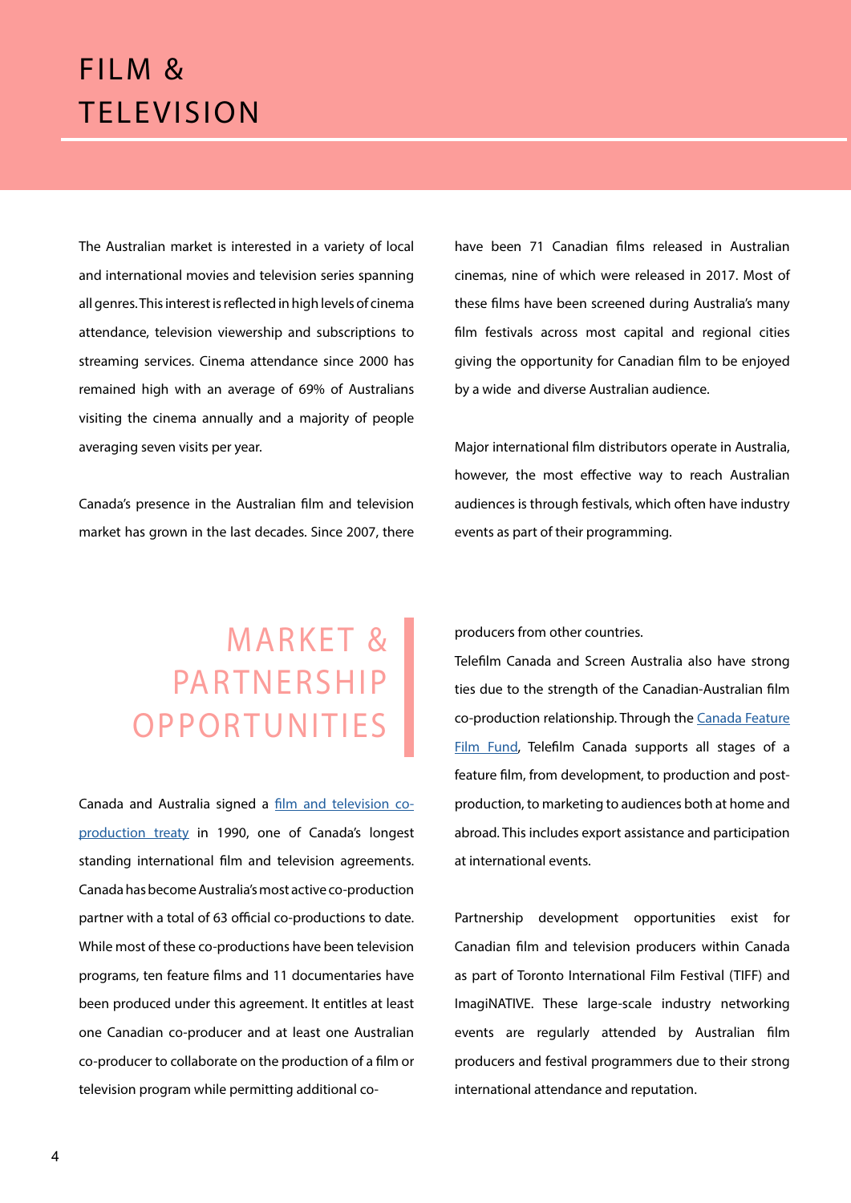# FILM & TELEVISION

The Australian market is interested in a variety of local and international movies and television series spanning all genres. This interest is reflected in high levels of cinema attendance, television viewership and subscriptions to streaming services. Cinema attendance since 2000 has remained high with an average of 69% of Australians visiting the cinema annually and a majority of people averaging seven visits per year.

Canada's presence in the Australian film and television market has grown in the last decades. Since 2007, there have been 71 Canadian films released in Australian cinemas, nine of which were released in 2017. Most of these films have been screened during Australia's many film festivals across most capital and regional cities giving the opportunity for Canadian film to be enjoyed by a wide and diverse Australian audience.

Major international film distributors operate in Australia, however, the most effective way to reach Australian audiences is through festivals, which often have industry events as part of their programming.

## MARKET & PARTNERSHIP OPPORTUNITIES

Canada and Australia signed a film and television co-production treaty in 1990, one of Canada's longest standing international film and television agreements. Canada has become Australia's most active co-production partner with a total of 63 official co-productions to date. While most of these co-productions have been television programs, ten feature films and 11 documentaries have been produced under this agreement. It entitles at least one Canadian co-producer and at least one Australian co-producer to collaborate on the production of a film or television program while permitting additional co-producers from other countries.

Telefilm Canada and Screen Australia also have strong ties due to the strength of the Canadian-Australian film co-production relationship. Through the Canada Feature Film Fund, Telefilm Canada supports all stages of a feature film, from development, to production and post-production, to marketing to audiences both at home and abroad. This includes export assistance and participation at international events.

Partnership development opportunities exist for Canadian film and television producers within Canada as part of Toronto International Film Festival (TIFF) and ImagiNATIVE. These large-scale industry networking events are regularly attended by Australian film producers and festival programmers due to their strong international attendance and reputation.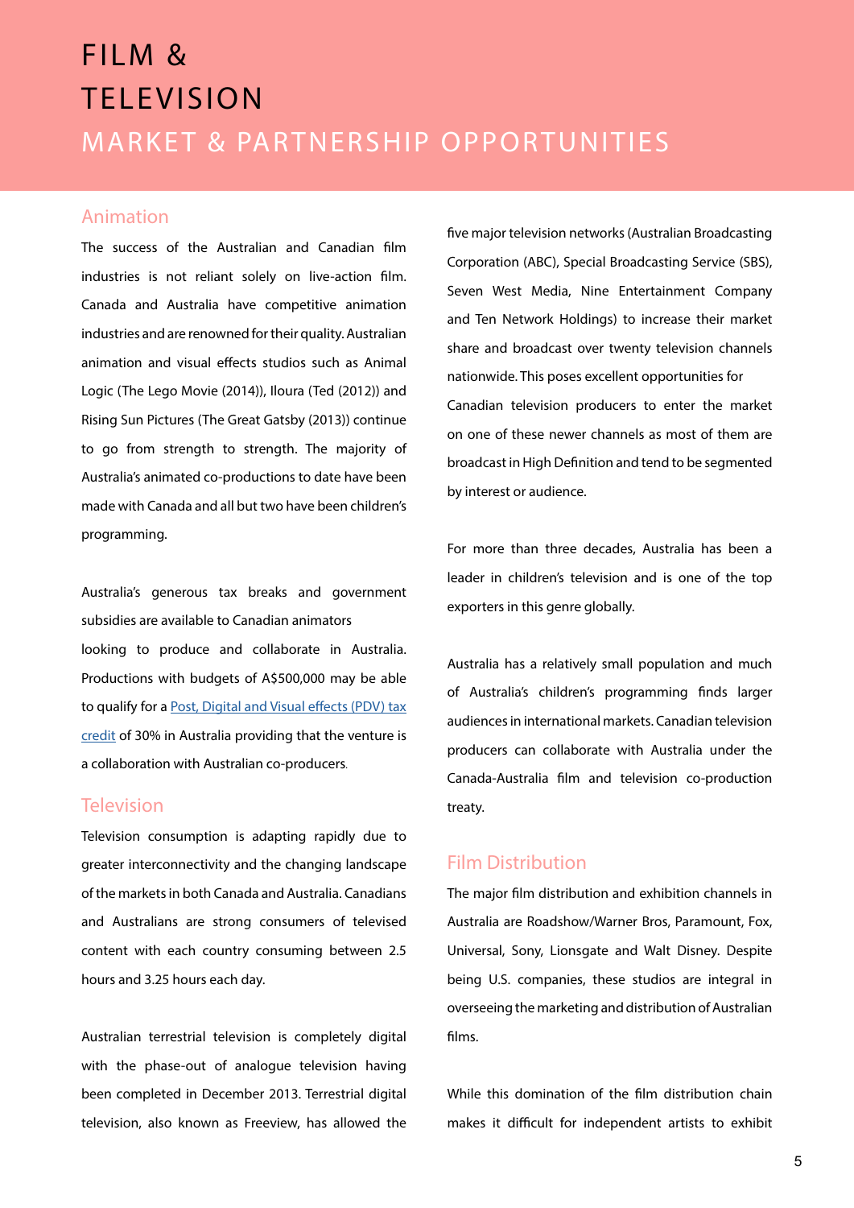# FILM & TELEVISION

## MARKET & PARTNERSHIP OPPORTUNITIES

### Animation

The success of the Australian and Canadian film industries is not reliant solely on live-action film. Canada and Australia have competitive animation industries and are renowned for their quality. Australian animation and visual effects studios such as Animal Logic (The Lego Movie (2014)), Iloura (Ted (2012)) and Rising Sun Pictures (The Great Gatsby (2013)) continue to go from strength to strength. The majority of Australia's animated co-productions to date have been made with Canada and all but two have been children's programming.

Australia's generous tax breaks and government subsidies are available to Canadian animators looking to produce and collaborate in Australia. Productions with budgets of A$500,000 may be able to qualify for a [Post, Digital and Visual effects (PDV) tax credit]() of 30% in Australia providing that the venture is a collaboration with Australian co-producers.

### Television

Television consumption is adapting rapidly due to greater interconnectivity and the changing landscape of the markets in both Canada and Australia. Canadians and Australians are strong consumers of televised content with each country consuming between 2.5 hours and 3.25 hours each day.

Australian terrestrial television is completely digital with the phase-out of analogue television having been completed in December 2013. Terrestrial digital television, also known as Freeview, has allowed the five major television networks (Australian Broadcasting Corporation (ABC), Special Broadcasting Service (SBS), Seven West Media, Nine Entertainment Company and Ten Network Holdings) to increase their market share and broadcast over twenty television channels nationwide. This poses excellent opportunities for Canadian television producers to enter the market on one of these newer channels as most of them are broadcast in High Definition and tend to be segmented by interest or audience.

For more than three decades, Australia has been a leader in children's television and is one of the top exporters in this genre globally.

Australia has a relatively small population and much of Australia's children's programming finds larger audiences in international markets. Canadian television producers can collaborate with Australia under the Canada-Australia film and television co-production treaty.

### Film Distribution

The major film distribution and exhibition channels in Australia are Roadshow/Warner Bros, Paramount, Fox, Universal, Sony, Lionsgate and Walt Disney. Despite being U.S. companies, these studios are integral in overseeing the marketing and distribution of Australian films.

While this domination of the film distribution chain makes it difficult for independent artists to exhibit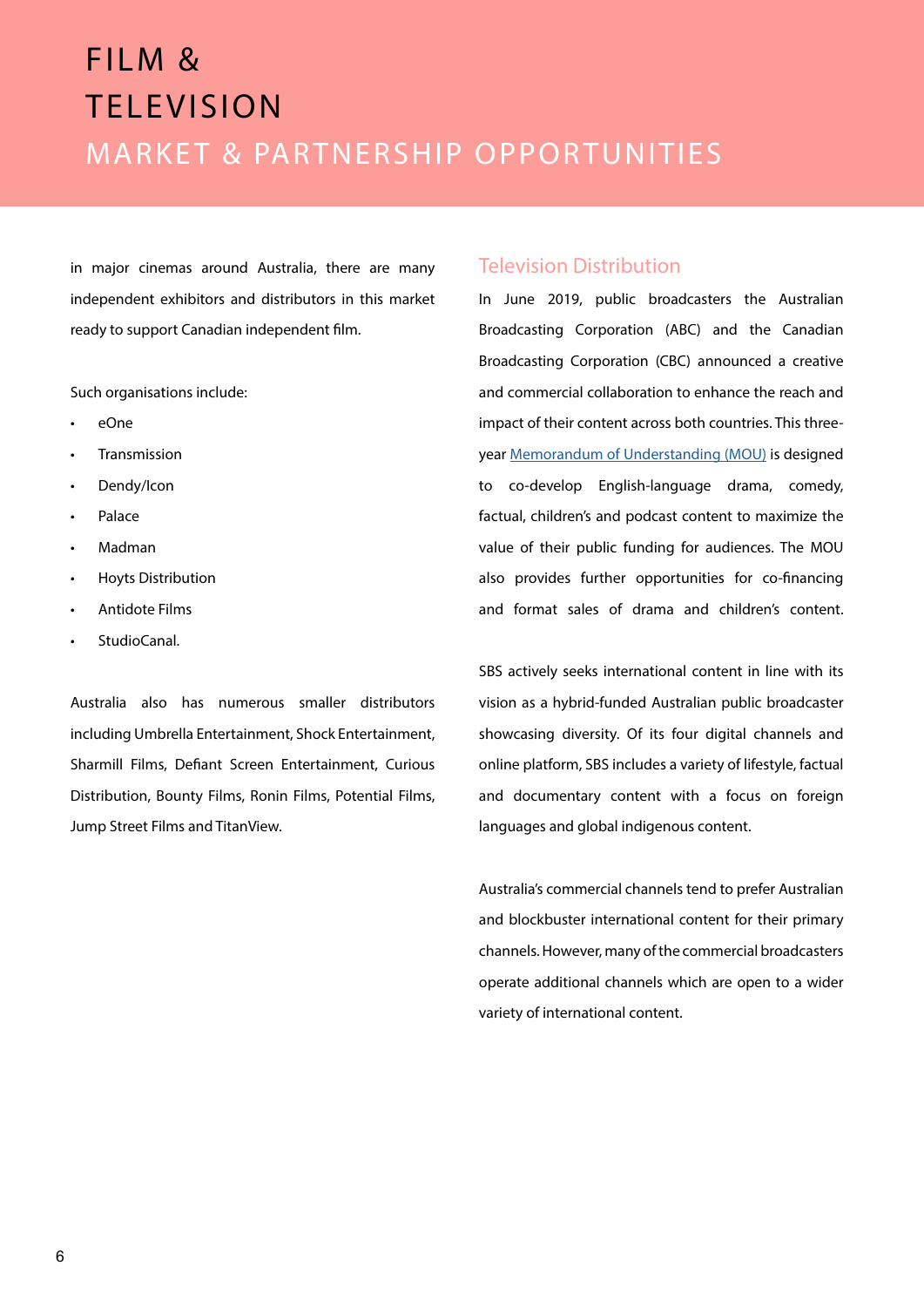# FILM & TELEVISION

## MARKET & PARTNERSHIP OPPORTUNITIES

in major cinemas around Australia, there are many independent exhibitors and distributors in this market ready to support Canadian independent film.

Such organisations include:

- eOne
- Transmission
- Dendy/Icon
- Palace
- Madman
- Hoyts Distribution
- Antidote Films
- StudioCanal.

Australia also has numerous smaller distributors including Umbrella Entertainment, Shock Entertainment, Sharmill Films, Defiant Screen Entertainment, Curious Distribution, Bounty Films, Ronin Films, Potential Films, Jump Street Films and TitanView.

### Television Distribution

In June 2019, public broadcasters the Australian Broadcasting Corporation (ABC) and the Canadian Broadcasting Corporation (CBC) announced a creative and commercial collaboration to enhance the reach and impact of their content across both countries. This three-year Memorandum of Understanding (MOU) is designed to co-develop English-language drama, comedy, factual, children's and podcast content to maximize the value of their public funding for audiences. The MOU also provides further opportunities for co-financing and format sales of drama and children's content.

SBS actively seeks international content in line with its vision as a hybrid-funded Australian public broadcaster showcasing diversity. Of its four digital channels and online platform, SBS includes a variety of lifestyle, factual and documentary content with a focus on foreign languages and global indigenous content.

Australia's commercial channels tend to prefer Australian and blockbuster international content for their primary channels. However, many of the commercial broadcasters operate additional channels which are open to a wider variety of international content.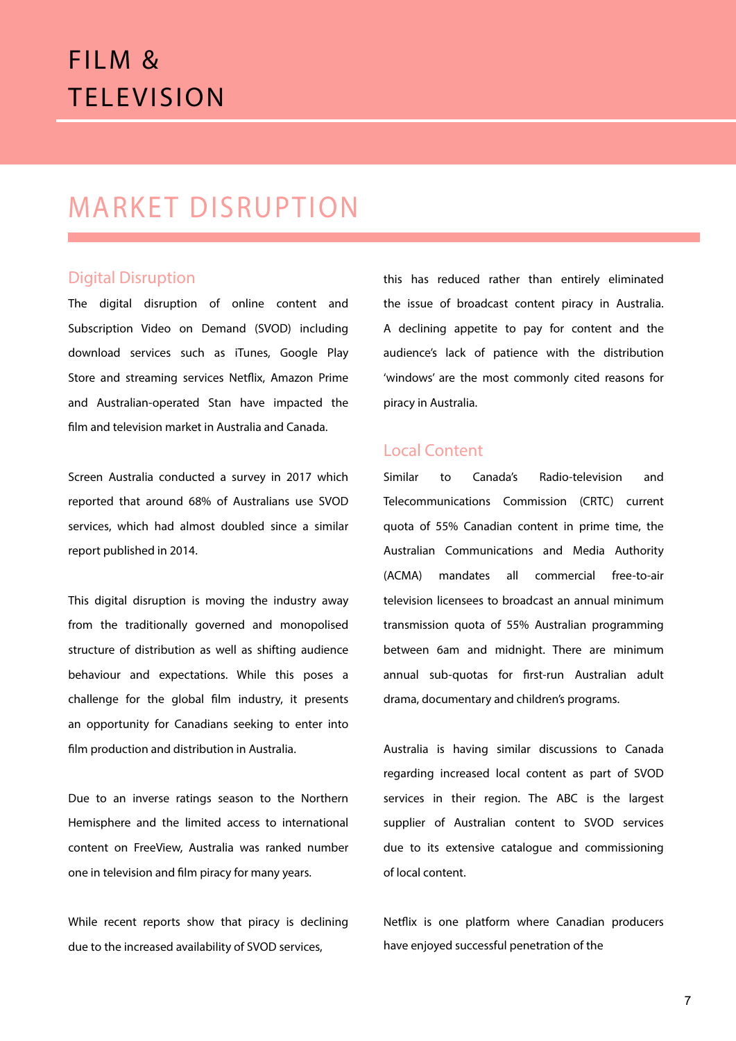# FILM & TELEVISION

## MARKET DISRUPTION

### Digital Disruption

The digital disruption of online content and Subscription Video on Demand (SVOD) including download services such as iTunes, Google Play Store and streaming services Netflix, Amazon Prime and Australian-operated Stan have impacted the film and television market in Australia and Canada.

Screen Australia conducted a survey in 2017 which reported that around 68% of Australians use SVOD services, which had almost doubled since a similar report published in 2014.

This digital disruption is moving the industry away from the traditionally governed and monopolised structure of distribution as well as shifting audience behaviour and expectations. While this poses a challenge for the global film industry, it presents an opportunity for Canadians seeking to enter into film production and distribution in Australia.

Due to an inverse ratings season to the Northern Hemisphere and the limited access to international content on FreeView, Australia was ranked number one in television and film piracy for many years.

While recent reports show that piracy is declining due to the increased availability of SVOD services, this has reduced rather than entirely eliminated the issue of broadcast content piracy in Australia. A declining appetite to pay for content and the audience's lack of patience with the distribution 'windows' are the most commonly cited reasons for piracy in Australia.

### Local Content

Similar to Canada's Radio-television and Telecommunications Commission (CRTC) current quota of 55% Canadian content in prime time, the Australian Communications and Media Authority (ACMA) mandates all commercial free-to-air television licensees to broadcast an annual minimum transmission quota of 55% Australian programming between 6am and midnight. There are minimum annual sub-quotas for first-run Australian adult drama, documentary and children's programs.

Australia is having similar discussions to Canada regarding increased local content as part of SVOD services in their region. The ABC is the largest supplier of Australian content to SVOD services due to its extensive catalogue and commissioning of local content.

Netflix is one platform where Canadian producers have enjoyed successful penetration of the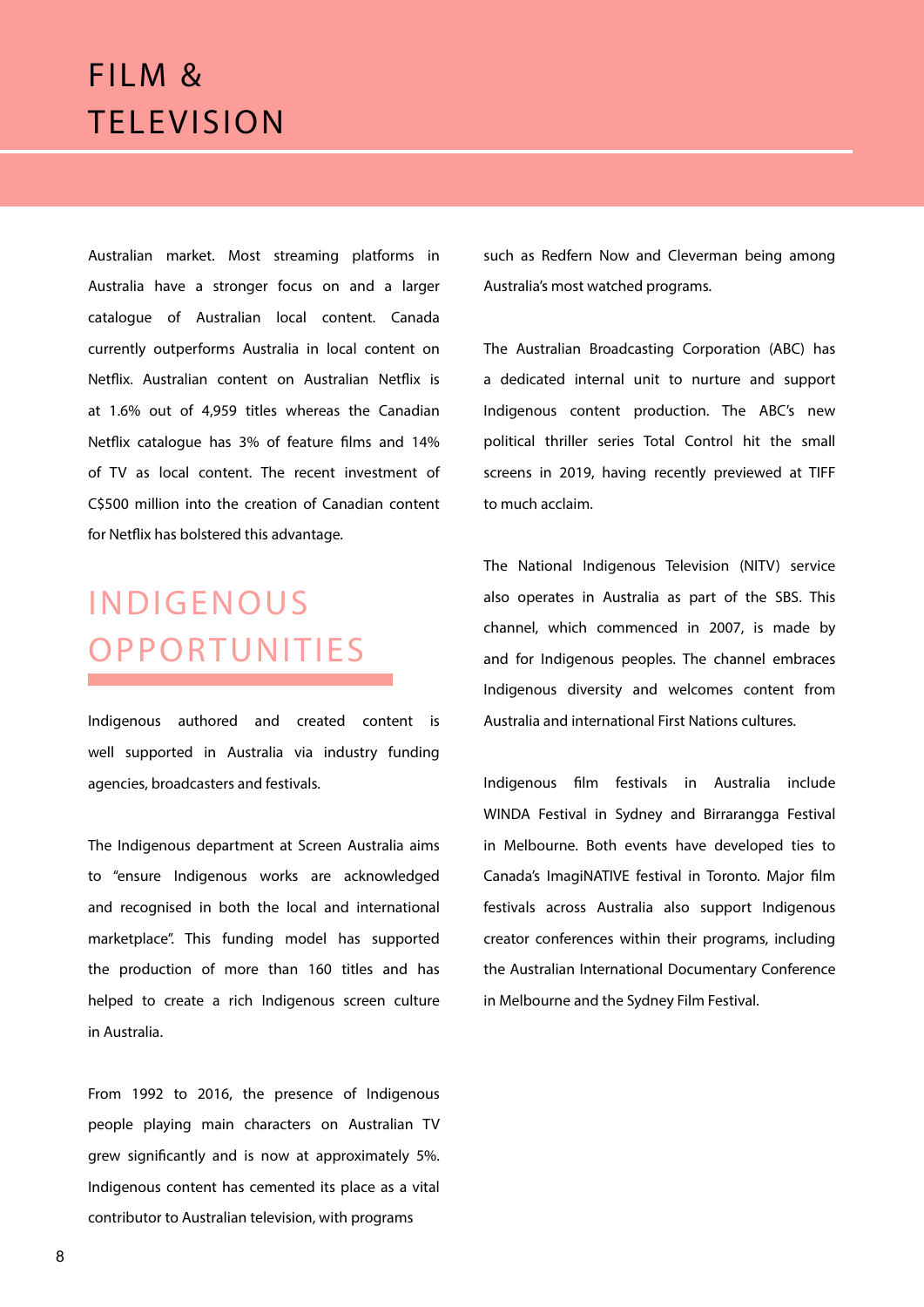# FILM & TELEVISION

Australian market. Most streaming platforms in Australia have a stronger focus on and a larger catalogue of Australian local content. Canada currently outperforms Australia in local content on Netflix. Australian content on Australian Netflix is at 1.6% out of 4,959 titles whereas the Canadian Netflix catalogue has 3% of feature films and 14% of TV as local content. The recent investment of C$500 million into the creation of Canadian content for Netflix has bolstered this advantage.

## INDIGENOUS OPPORTUNITIES

Indigenous authored and created content is well supported in Australia via industry funding agencies, broadcasters and festivals.

The Indigenous department at Screen Australia aims to "ensure Indigenous works are acknowledged and recognised in both the local and international marketplace". This funding model has supported the production of more than 160 titles and has helped to create a rich Indigenous screen culture in Australia.

From 1992 to 2016, the presence of Indigenous people playing main characters on Australian TV grew significantly and is now at approximately 5%. Indigenous content has cemented its place as a vital contributor to Australian television, with programs such as Redfern Now and Cleverman being among Australia's most watched programs.

The Australian Broadcasting Corporation (ABC) has a dedicated internal unit to nurture and support Indigenous content production. The ABC's new political thriller series Total Control hit the small screens in 2019, having recently previewed at TIFF to much acclaim.

The National Indigenous Television (NITV) service also operates in Australia as part of the SBS. This channel, which commenced in 2007, is made by and for Indigenous peoples. The channel embraces Indigenous diversity and welcomes content from Australia and international First Nations cultures.

Indigenous film festivals in Australia include WINDA Festival in Sydney and Birrarangga Festival in Melbourne. Both events have developed ties to Canada's ImagiNATIVE festival in Toronto. Major film festivals across Australia also support Indigenous creator conferences within their programs, including the Australian International Documentary Conference in Melbourne and the Sydney Film Festival.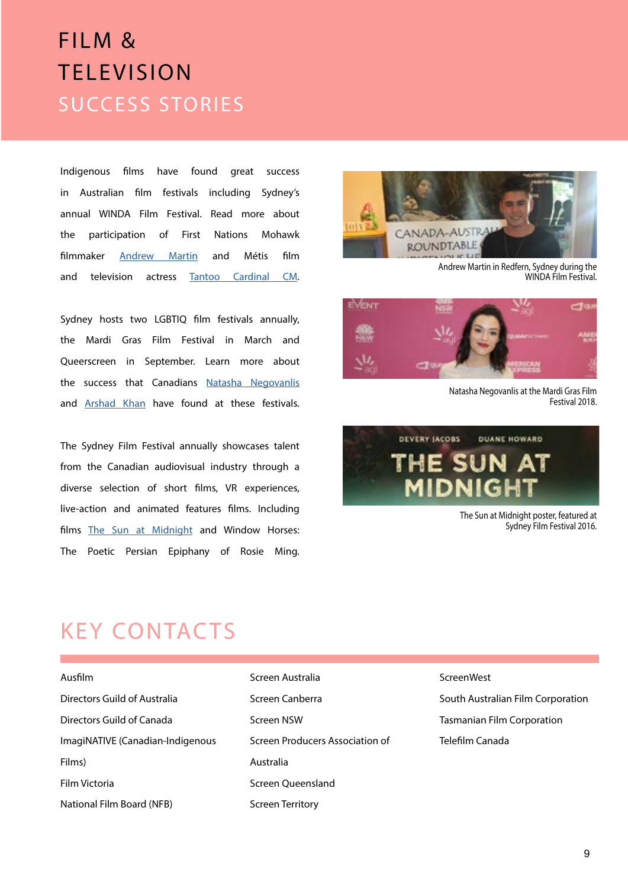# FILM & TELEVISION SUCCESS STORIES

Indigenous films have found great success in Australian film festivals including Sydney's annual WINDA Film Festival. Read more about the participation of First Nations Mohawk filmmaker Andrew Martin and Métis film and television actress Tantoo Cardinal CM.

Sydney hosts two LGBTIQ film festivals annually, the Mardi Gras Film Festival in March and Queerscreen in September. Learn more about the success that Canadians Natasha Negovanlis and Arshad Khan have found at these festivals.

The Sydney Film Festival annually showcases talent from the Canadian audiovisual industry through a diverse selection of short films, VR experiences, live-action and animated features films. Including films The Sun at Midnight and Window Horses: The Poetic Persian Epiphany of Rosie Ming.

Andrew Martin in Redfern, Sydney during the WINDA Film Festival.

Natasha Negovanlis at the Mardi Gras Film Festival 2018.

The Sun at Midnight poster, featured at Sydney Film Festival 2016.

## KEY CONTACTS

- Ausfilm
- Directors Guild of Australia
- Directors Guild of Canada
- ImagiNATIVE (Canadian-Indigenous Films)
- Film Victoria
- National Film Board (NFB)
- Screen Australia
- Screen Canberra
- Screen NSW
- Screen Producers Association of Australia
- Screen Queensland
- Screen Territory
- ScreenWest
- South Australian Film Corporation
- Tasmanian Film Corporation
- Telefilm Canada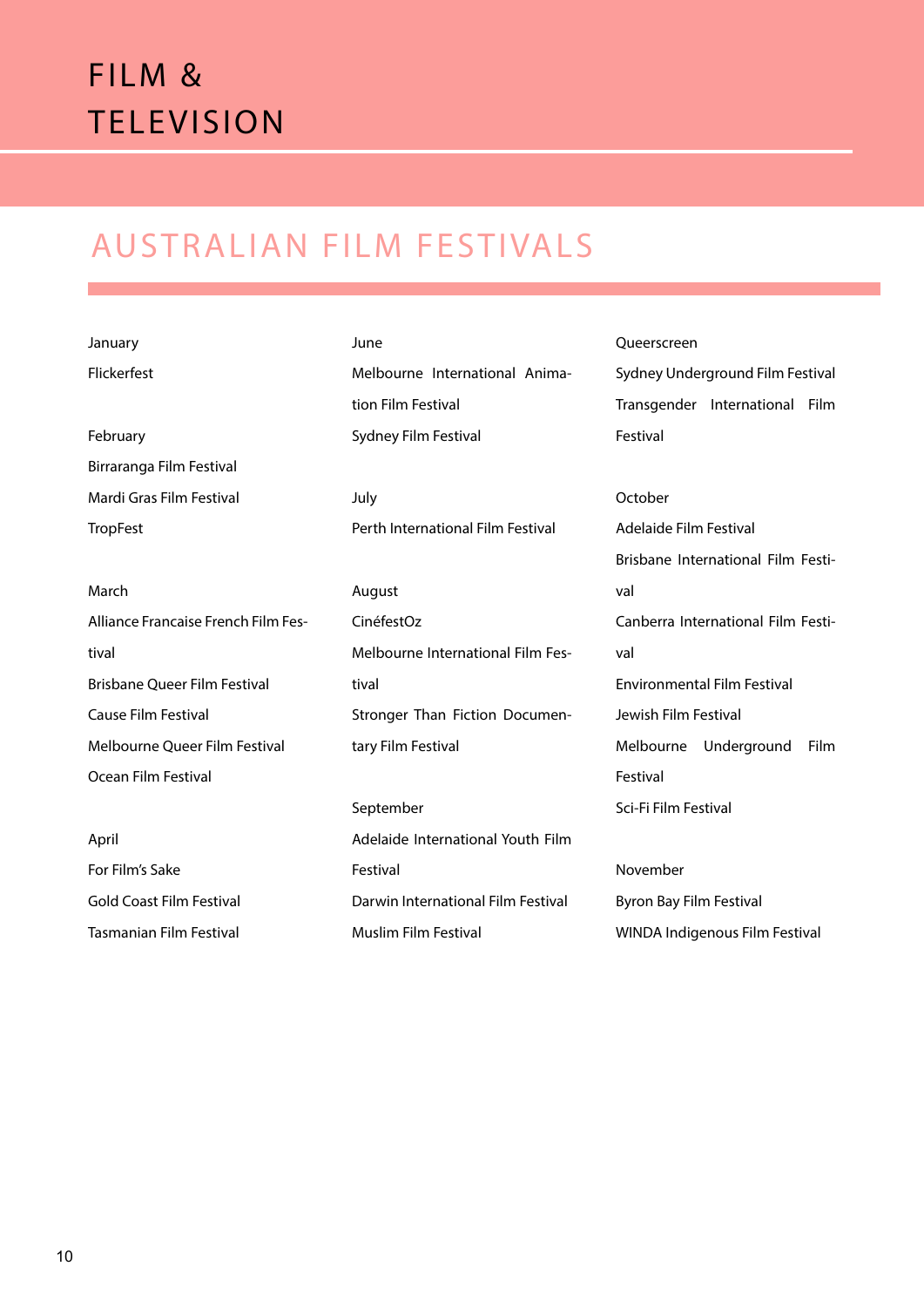# FILM & TELEVISION

## AUSTRALIAN FILM FESTIVALS

January
Flickerfest

February
Birraranga Film Festival
Mardi Gras Film Festival
TropFest

March
Alliance Francaise French Film Festival
Brisbane Queer Film Festival
Cause Film Festival
Melbourne Queer Film Festival
Ocean Film Festival

April
For Film's Sake
Gold Coast Film Festival
Tasmanian Film Festival

June
Melbourne International Animation Film Festival
Sydney Film Festival

July
Perth International Film Festival

August
CinéfestOz
Melbourne International Film Festival
Stronger Than Fiction Documentary Film Festival

September
Adelaide International Youth Film Festival
Darwin International Film Festival
Muslim Film Festival
Queerscreen
Sydney Underground Film Festival
Transgender International Film Festival

October
Adelaide Film Festival
Brisbane International Film Festival
Canberra International Film Festival
Environmental Film Festival
Jewish Film Festival
Melbourne Underground Film Festival
Sci-Fi Film Festival

November
Byron Bay Film Festival
WINDA Indigenous Film Festival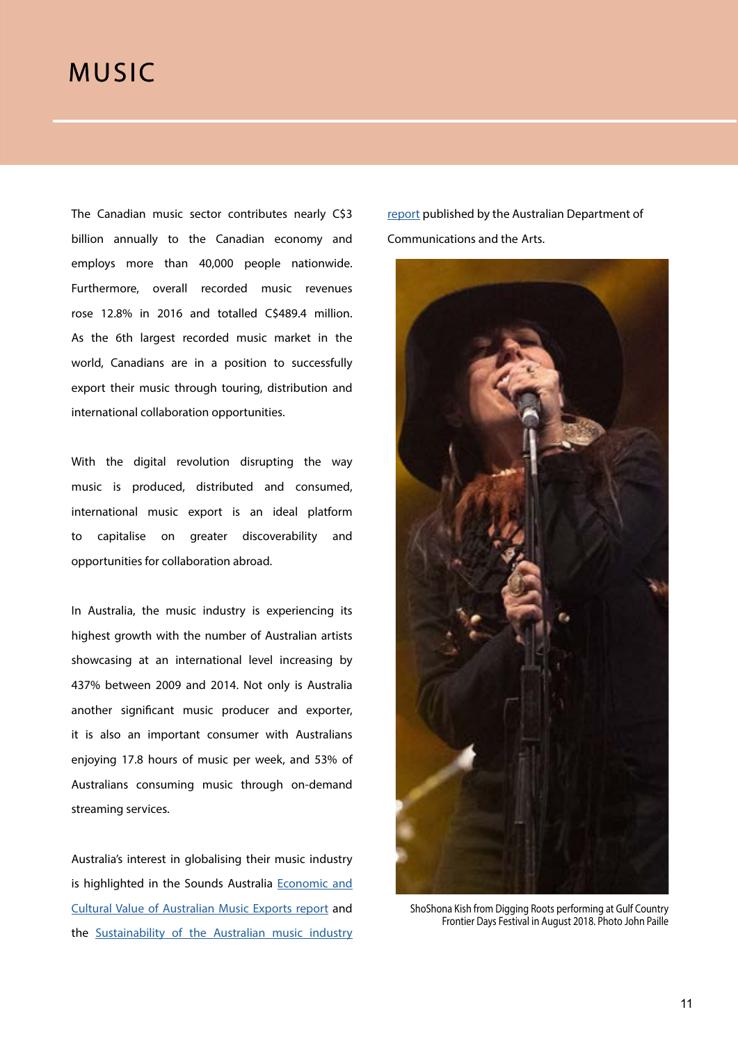# MUSIC

The Canadian music sector contributes nearly C$3 billion annually to the Canadian economy and employs more than 40,000 people nationwide. Furthermore, overall recorded music revenues rose 12.8% in 2016 and totalled C$489.4 million. As the 6th largest recorded music market in the world, Canadians are in a position to successfully export their music through touring, distribution and international collaboration opportunities.

With the digital revolution disrupting the way music is produced, distributed and consumed, international music export is an ideal platform to capitalise on greater discoverability and opportunities for collaboration abroad.

In Australia, the music industry is experiencing its highest growth with the number of Australian artists showcasing at an international level increasing by 437% between 2009 and 2014. Not only is Australia another significant music producer and exporter, it is also an important consumer with Australians enjoying 17.8 hours of music per week, and 53% of Australians consuming music through on-demand streaming services.

Australia's interest in globalising their music industry is highlighted in the Sounds Australia Economic and Cultural Value of Australian Music Exports report and the Sustainability of the Australian music industry report published by the Australian Department of Communications and the Arts.

ShoShona Kish from Digging Roots performing at Gulf Country Frontier Days Festival in August 2018. Photo John Paille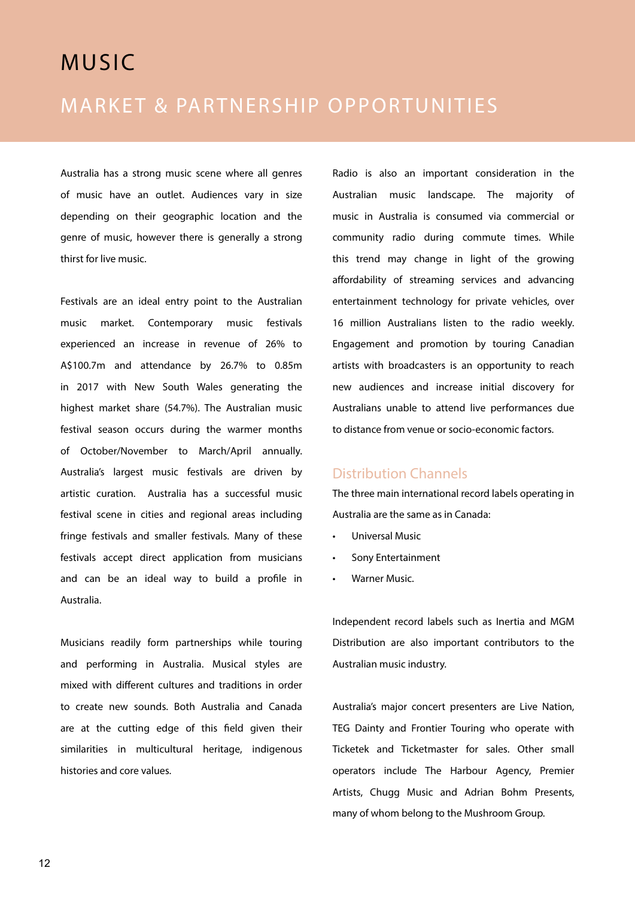# MUSIC

## MARKET & PARTNERSHIP OPPORTUNITIES

Australia has a strong music scene where all genres of music have an outlet. Audiences vary in size depending on their geographic location and the genre of music, however there is generally a strong thirst for live music.

Festivals are an ideal entry point to the Australian music market. Contemporary music festivals experienced an increase in revenue of 26% to A$100.7m and attendance by 26.7% to 0.85m in 2017 with New South Wales generating the highest market share (54.7%). The Australian music festival season occurs during the warmer months of October/November to March/April annually. Australia's largest music festivals are driven by artistic curation. Australia has a successful music festival scene in cities and regional areas including fringe festivals and smaller festivals. Many of these festivals accept direct application from musicians and can be an ideal way to build a profile in Australia.

Musicians readily form partnerships while touring and performing in Australia. Musical styles are mixed with different cultures and traditions in order to create new sounds. Both Australia and Canada are at the cutting edge of this field given their similarities in multicultural heritage, indigenous histories and core values.

Radio is also an important consideration in the Australian music landscape. The majority of music in Australia is consumed via commercial or community radio during commute times. While this trend may change in light of the growing affordability of streaming services and advancing entertainment technology for private vehicles, over 16 million Australians listen to the radio weekly. Engagement and promotion by touring Canadian artists with broadcasters is an opportunity to reach new audiences and increase initial discovery for Australians unable to attend live performances due to distance from venue or socio-economic factors.

### Distribution Channels

The three main international record labels operating in Australia are the same as in Canada:

- Universal Music
- Sony Entertainment
- Warner Music.

Independent record labels such as Inertia and MGM Distribution are also important contributors to the Australian music industry.

Australia's major concert presenters are Live Nation, TEG Dainty and Frontier Touring who operate with Ticketek and Ticketmaster for sales. Other small operators include The Harbour Agency, Premier Artists, Chugg Music and Adrian Bohm Presents, many of whom belong to the Mushroom Group.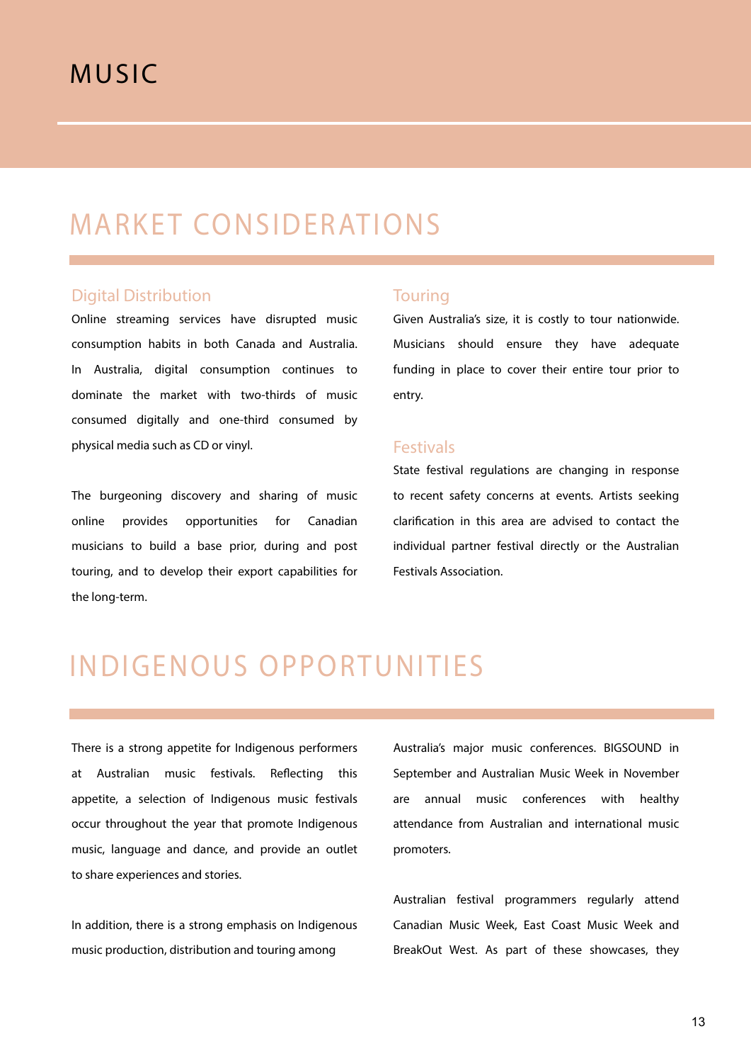# MUSIC

## MARKET CONSIDERATIONS

### Digital Distribution

Online streaming services have disrupted music consumption habits in both Canada and Australia. In Australia, digital consumption continues to dominate the market with two-thirds of music consumed digitally and one-third consumed by physical media such as CD or vinyl.

The burgeoning discovery and sharing of music online provides opportunities for Canadian musicians to build a base prior, during and post touring, and to develop their export capabilities for the long-term.

### Touring

Given Australia's size, it is costly to tour nationwide. Musicians should ensure they have adequate funding in place to cover their entire tour prior to entry.

### Festivals

State festival regulations are changing in response to recent safety concerns at events. Artists seeking clarification in this area are advised to contact the individual partner festival directly or the Australian Festivals Association.

## INDIGENOUS OPPORTUNITIES

There is a strong appetite for Indigenous performers at Australian music festivals. Reflecting this appetite, a selection of Indigenous music festivals occur throughout the year that promote Indigenous music, language and dance, and provide an outlet to share experiences and stories.

In addition, there is a strong emphasis on Indigenous music production, distribution and touring among Australia's major music conferences. BIGSOUND in September and Australian Music Week in November are annual music conferences with healthy attendance from Australian and international music promoters.

Australian festival programmers regularly attend Canadian Music Week, East Coast Music Week and BreakOut West. As part of these showcases, they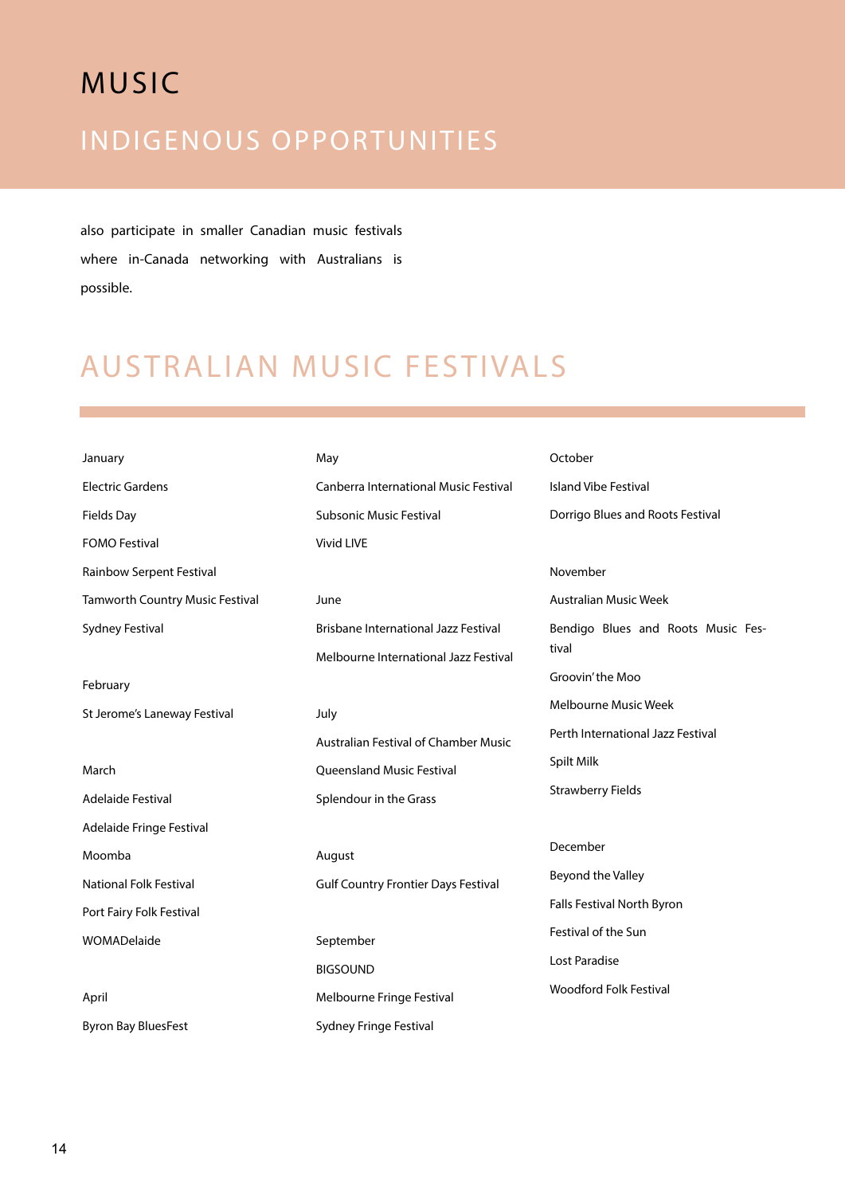# MUSIC

## INDIGENOUS OPPORTUNITIES

also participate in smaller Canadian music festivals where in-Canada networking with Australians is possible.

## AUSTRALIAN MUSIC FESTIVALS

January

Electric Gardens

Fields Day

FOMO Festival

Rainbow Serpent Festival

Tamworth Country Music Festival

Sydney Festival

February

St Jerome's Laneway Festival

March

Adelaide Festival

Adelaide Fringe Festival

Moomba

National Folk Festival

Port Fairy Folk Festival

WOMADelaide

April

Byron Bay BluesFest

May

Canberra International Music Festival

Subsonic Music Festival

Vivid LIVE

June

Brisbane International Jazz Festival

Melbourne International Jazz Festival

July

Australian Festival of Chamber Music

Queensland Music Festival

Splendour in the Grass

August

Gulf Country Frontier Days Festival

September

BIGSOUND

Melbourne Fringe Festival

Sydney Fringe Festival

October

Island Vibe Festival

Dorrigo Blues and Roots Festival

November

Australian Music Week

Bendigo Blues and Roots Music Festival

Groovin' the Moo

Melbourne Music Week

Perth International Jazz Festival

Spilt Milk

Strawberry Fields

December

Beyond the Valley

Falls Festival North Byron

Festival of the Sun

Lost Paradise

Woodford Folk Festival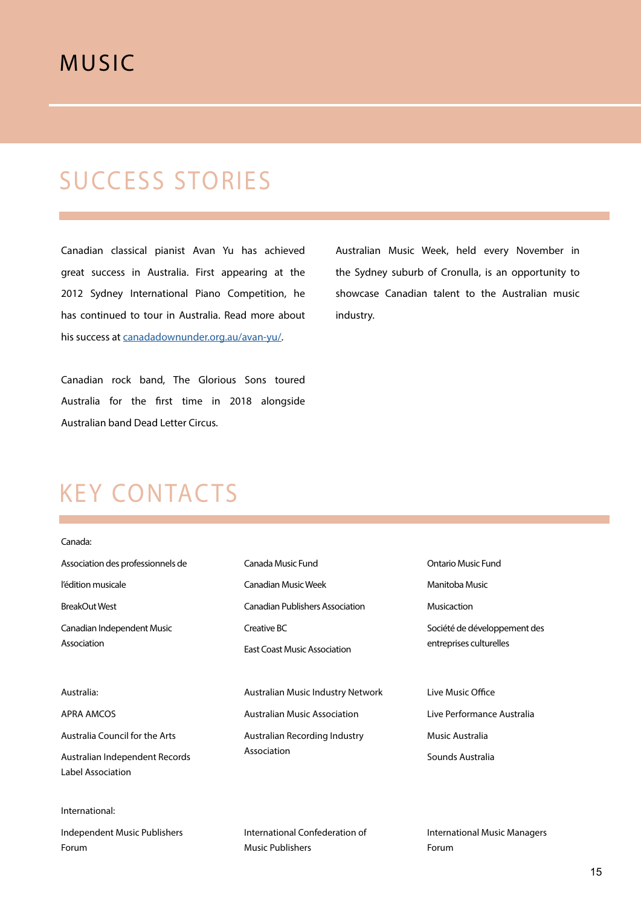# MUSIC

## SUCCESS STORIES

Canadian classical pianist Avan Yu has achieved great success in Australia. First appearing at the 2012 Sydney International Piano Competition, he has continued to tour in Australia. Read more about his success at [canadadownunder.org.au/avan-yu/](canadadownunder.org.au/avan-yu/).

Canadian rock band, The Glorious Sons toured Australia for the first time in 2018 alongside Australian band Dead Letter Circus.

Australian Music Week, held every November in the Sydney suburb of Cronulla, is an opportunity to showcase Canadian talent to the Australian music industry.

## KEY CONTACTS

Canada:

- Association des professionnels de l'édition musicale
- BreakOut West
- Canadian Independent Music Association
- Canada Music Fund
- Canadian Music Week
- Canadian Publishers Association
- Creative BC
- East Coast Music Association
- Ontario Music Fund
- Manitoba Music
- Musicaction
- Société de développement des entreprises culturelles

Australia:

- APRA AMCOS
- Australia Council for the Arts
- Australian Independent Records Label Association
- Australian Music Industry Network
- Australian Music Association
- Australian Recording Industry Association
- Live Music Office
- Live Performance Australia
- Music Australia
- Sounds Australia

International:

- Independent Music Publishers Forum
- International Confederation of Music Publishers
- International Music Managers Forum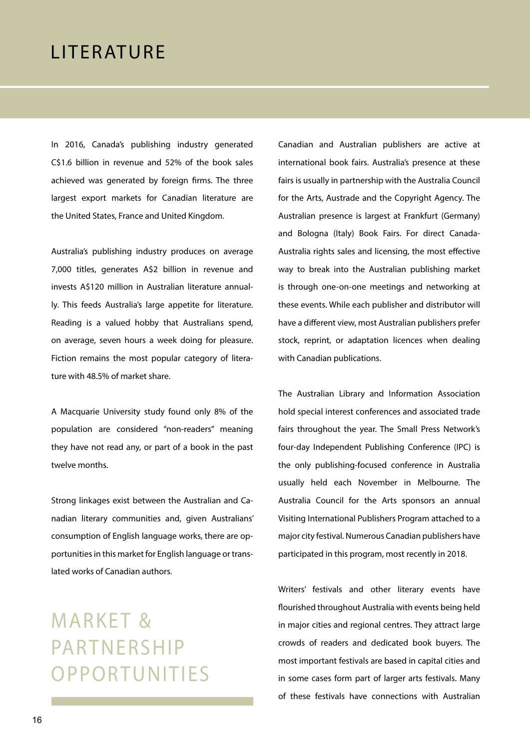# LITERATURE

In 2016, Canada's publishing industry generated C$1.6 billion in revenue and 52% of the book sales achieved was generated by foreign firms. The three largest export markets for Canadian literature are the United States, France and United Kingdom.

Australia's publishing industry produces on average 7,000 titles, generates A$2 billion in revenue and invests A$120 million in Australian literature annually. This feeds Australia's large appetite for literature. Reading is a valued hobby that Australians spend, on average, seven hours a week doing for pleasure. Fiction remains the most popular category of literature with 48.5% of market share.

A Macquarie University study found only 8% of the population are considered "non-readers" meaning they have not read any, or part of a book in the past twelve months.

Strong linkages exist between the Australian and Canadian literary communities and, given Australians' consumption of English language works, there are opportunities in this market for English language or translated works of Canadian authors.

## MARKET & PARTNERSHIP OPPORTUNITIES

Canadian and Australian publishers are active at international book fairs. Australia's presence at these fairs is usually in partnership with the Australia Council for the Arts, Austrade and the Copyright Agency. The Australian presence is largest at Frankfurt (Germany) and Bologna (Italy) Book Fairs. For direct Canada-Australia rights sales and licensing, the most effective way to break into the Australian publishing market is through one-on-one meetings and networking at these events. While each publisher and distributor will have a different view, most Australian publishers prefer stock, reprint, or adaptation licences when dealing with Canadian publications.

The Australian Library and Information Association hold special interest conferences and associated trade fairs throughout the year. The Small Press Network's four-day Independent Publishing Conference (IPC) is the only publishing-focused conference in Australia usually held each November in Melbourne. The Australia Council for the Arts sponsors an annual Visiting International Publishers Program attached to a major city festival. Numerous Canadian publishers have participated in this program, most recently in 2018.

Writers' festivals and other literary events have flourished throughout Australia with events being held in major cities and regional centres. They attract large crowds of readers and dedicated book buyers. The most important festivals are based in capital cities and in some cases form part of larger arts festivals. Many of these festivals have connections with Australian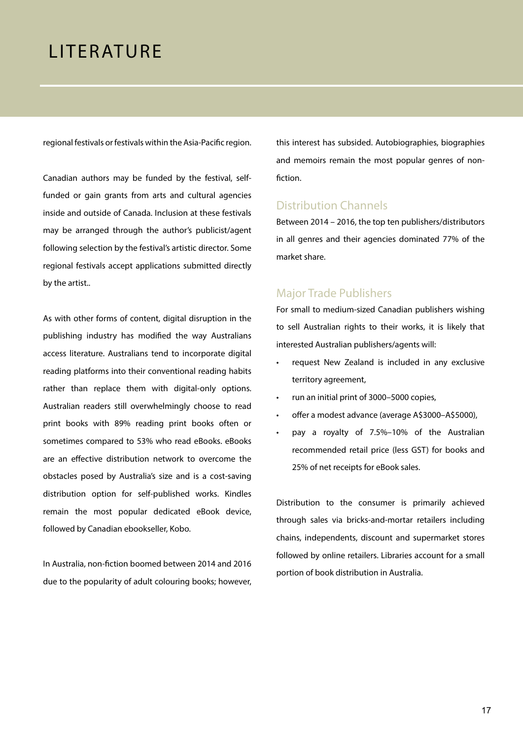# LITERATURE

regional festivals or festivals within the Asia-Pacific region.

Canadian authors may be funded by the festival, self-funded or gain grants from arts and cultural agencies inside and outside of Canada. Inclusion at these festivals may be arranged through the author's publicist/agent following selection by the festival's artistic director. Some regional festivals accept applications submitted directly by the artist..

As with other forms of content, digital disruption in the publishing industry has modified the way Australians access literature. Australians tend to incorporate digital reading platforms into their conventional reading habits rather than replace them with digital-only options. Australian readers still overwhelmingly choose to read print books with 89% reading print books often or sometimes compared to 53% who read eBooks. eBooks are an effective distribution network to overcome the obstacles posed by Australia's size and is a cost-saving distribution option for self-published works. Kindles remain the most popular dedicated eBook device, followed by Canadian ebookseller, Kobo.

In Australia, non-fiction boomed between 2014 and 2016 due to the popularity of adult colouring books; however, this interest has subsided. Autobiographies, biographies and memoirs remain the most popular genres of non-fiction.

## Distribution Channels

Between 2014 – 2016, the top ten publishers/distributors in all genres and their agencies dominated 77% of the market share.

## Major Trade Publishers

For small to medium-sized Canadian publishers wishing to sell Australian rights to their works, it is likely that interested Australian publishers/agents will:

- request New Zealand is included in any exclusive territory agreement,
- run an initial print of 3000–5000 copies,
- offer a modest advance (average A$3000–A$5000),
- pay a royalty of 7.5%–10% of the Australian recommended retail price (less GST) for books and 25% of net receipts for eBook sales.

Distribution to the consumer is primarily achieved through sales via bricks-and-mortar retailers including chains, independents, discount and supermarket stores followed by online retailers. Libraries account for a small portion of book distribution in Australia.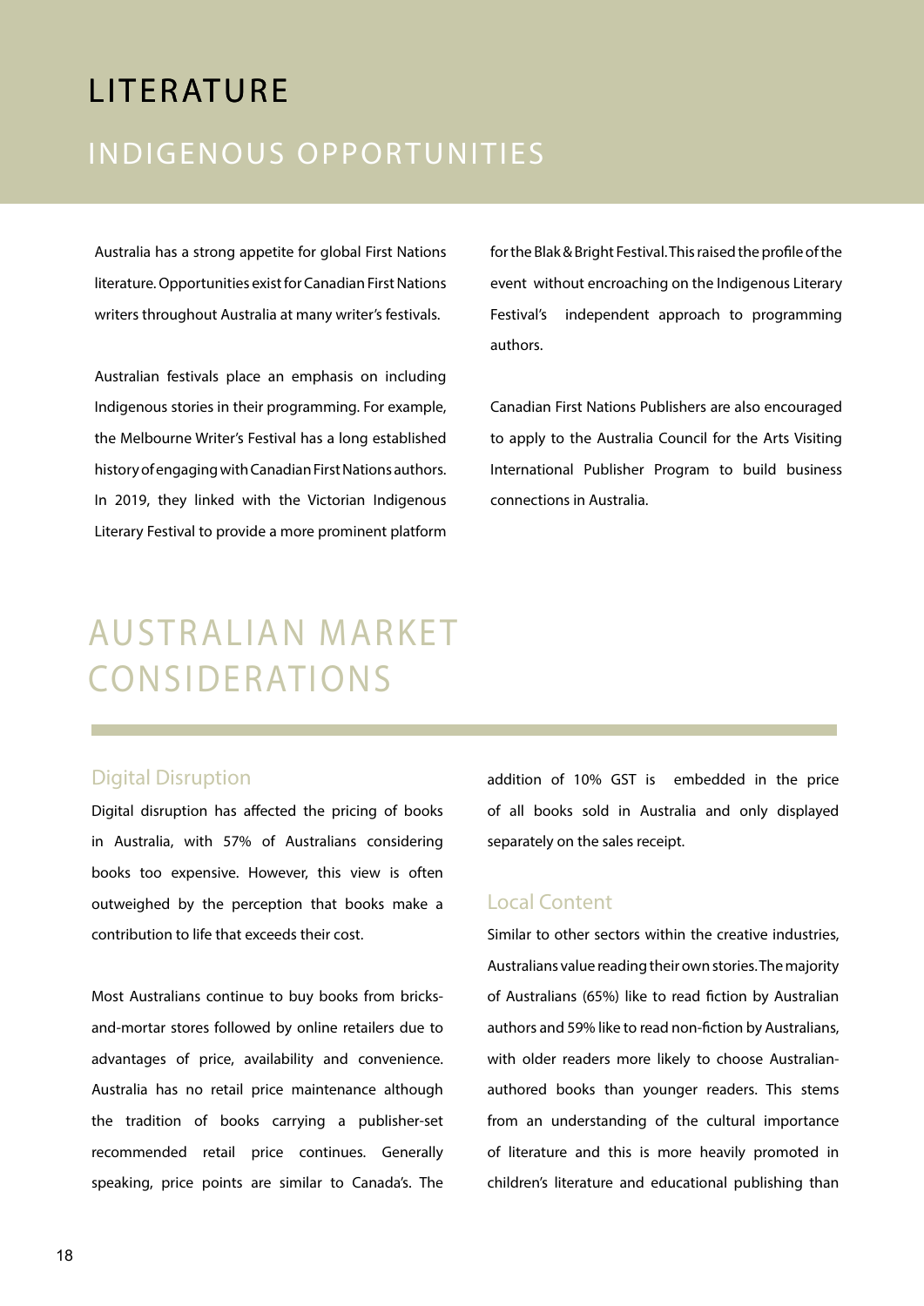# LITERATURE

## INDIGENOUS OPPORTUNITIES

Australia has a strong appetite for global First Nations literature. Opportunities exist for Canadian First Nations writers throughout Australia at many writer's festivals.

Australian festivals place an emphasis on including Indigenous stories in their programming. For example, the Melbourne Writer's Festival has a long established history of engaging with Canadian First Nations authors. In 2019, they linked with the Victorian Indigenous Literary Festival to provide a more prominent platform for the Blak & Bright Festival. This raised the profile of the event without encroaching on the Indigenous Literary Festival's independent approach to programming authors.

Canadian First Nations Publishers are also encouraged to apply to the Australia Council for the Arts Visiting International Publisher Program to build business connections in Australia.

## AUSTRALIAN MARKET CONSIDERATIONS

### Digital Disruption

Digital disruption has affected the pricing of books in Australia, with 57% of Australians considering books too expensive. However, this view is often outweighed by the perception that books make a contribution to life that exceeds their cost.

Most Australians continue to buy books from bricks-and-mortar stores followed by online retailers due to advantages of price, availability and convenience. Australia has no retail price maintenance although the tradition of books carrying a publisher-set recommended retail price continues. Generally speaking, price points are similar to Canada's. The addition of 10% GST is embedded in the price of all books sold in Australia and only displayed separately on the sales receipt.

### Local Content

Similar to other sectors within the creative industries, Australians value reading their own stories. The majority of Australians (65%) like to read fiction by Australian authors and 59% like to read non-fiction by Australians, with older readers more likely to choose Australian-authored books than younger readers. This stems from an understanding of the cultural importance of literature and this is more heavily promoted in children's literature and educational publishing than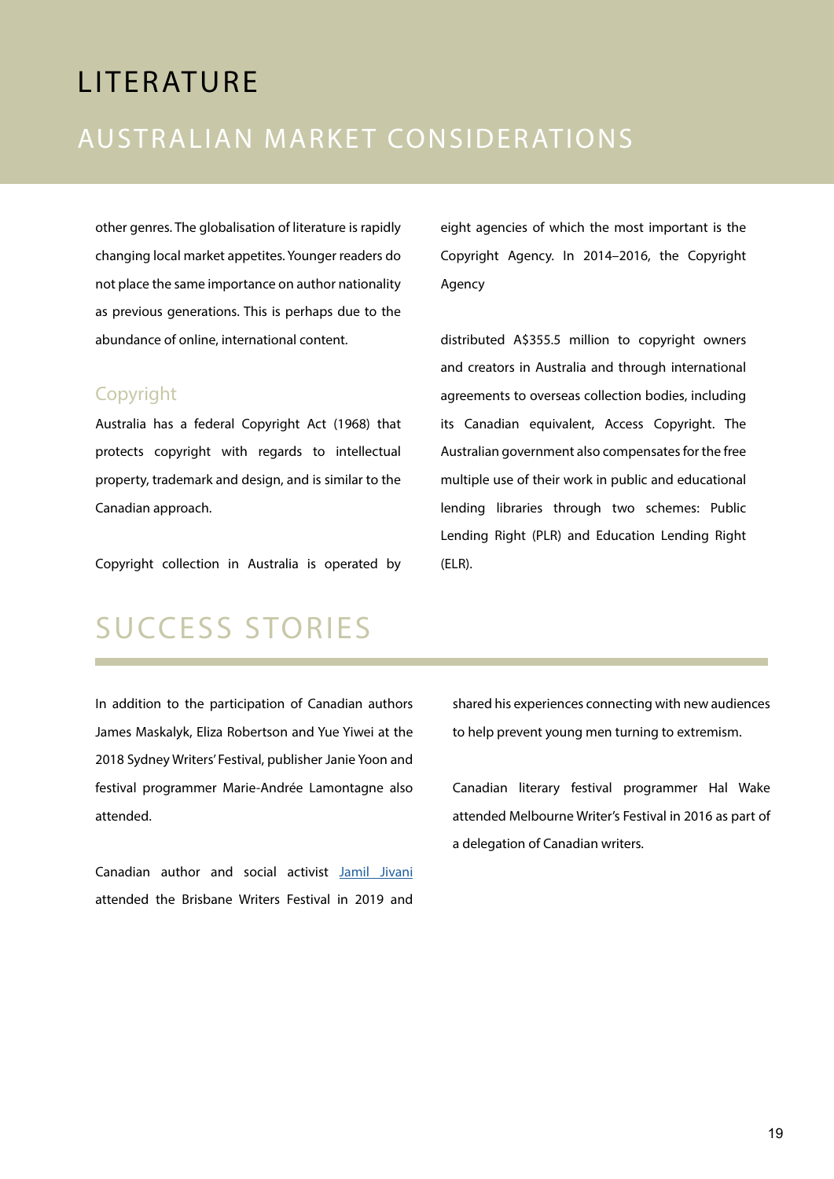# LITERATURE

## AUSTRALIAN MARKET CONSIDERATIONS

other genres. The globalisation of literature is rapidly changing local market appetites. Younger readers do not place the same importance on author nationality as previous generations. This is perhaps due to the abundance of online, international content.

### Copyright

Australia has a federal Copyright Act (1968) that protects copyright with regards to intellectual property, trademark and design, and is similar to the Canadian approach.

Copyright collection in Australia is operated by eight agencies of which the most important is the Copyright Agency. In 2014–2016, the Copyright Agency

distributed A$355.5 million to copyright owners and creators in Australia and through international agreements to overseas collection bodies, including its Canadian equivalent, Access Copyright. The Australian government also compensates for the free multiple use of their work in public and educational lending libraries through two schemes: Public Lending Right (PLR) and Education Lending Right (ELR).

## SUCCESS STORIES

In addition to the participation of Canadian authors James Maskalyk, Eliza Robertson and Yue Yiwei at the 2018 Sydney Writers' Festival, publisher Janie Yoon and festival programmer Marie-Andrée Lamontagne also attended.

Canadian author and social activist Jamil Jivani attended the Brisbane Writers Festival in 2019 and shared his experiences connecting with new audiences to help prevent young men turning to extremism.

Canadian literary festival programmer Hal Wake attended Melbourne Writer's Festival in 2016 as part of a delegation of Canadian writers.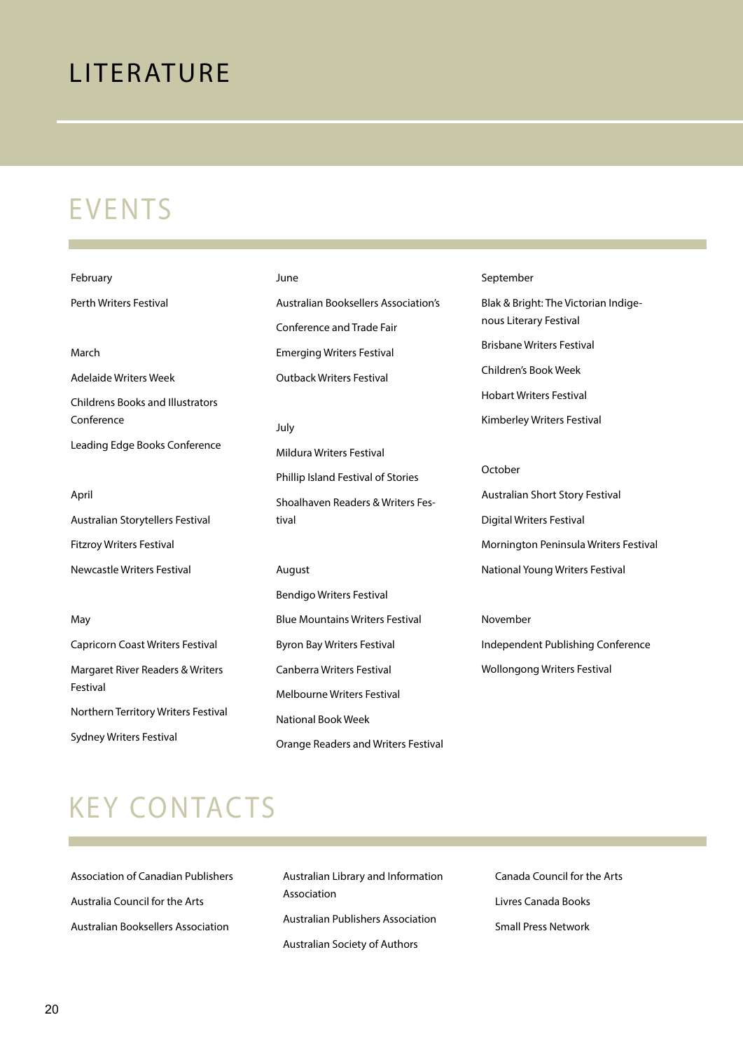# LITERATURE

## EVENTS

February

Perth Writers Festival

March

Adelaide Writers Week

Childrens Books and Illustrators Conference

Leading Edge Books Conference

April

Australian Storytellers Festival

Fitzroy Writers Festival

Newcastle Writers Festival

May

Capricorn Coast Writers Festival

Margaret River Readers & Writers Festival

Northern Territory Writers Festival

Sydney Writers Festival

June

Australian Booksellers Association's Conference and Trade Fair

Emerging Writers Festival

Outback Writers Festival

July

Mildura Writers Festival

Phillip Island Festival of Stories

Shoalhaven Readers & Writers Festival

August

Bendigo Writers Festival

Blue Mountains Writers Festival

Byron Bay Writers Festival

Canberra Writers Festival

Melbourne Writers Festival

National Book Week

Orange Readers and Writers Festival

September

Blak & Bright: The Victorian Indigenous Literary Festival

Brisbane Writers Festival

Children's Book Week

Hobart Writers Festival

Kimberley Writers Festival

October

Australian Short Story Festival

Digital Writers Festival

Mornington Peninsula Writers Festival

National Young Writers Festival

November

Independent Publishing Conference

Wollongong Writers Festival

## KEY CONTACTS

Association of Canadian Publishers

Australia Council for the Arts

Australian Booksellers Association

Australian Library and Information Association

Australian Publishers Association

Australian Society of Authors

Canada Council for the Arts

Livres Canada Books

Small Press Network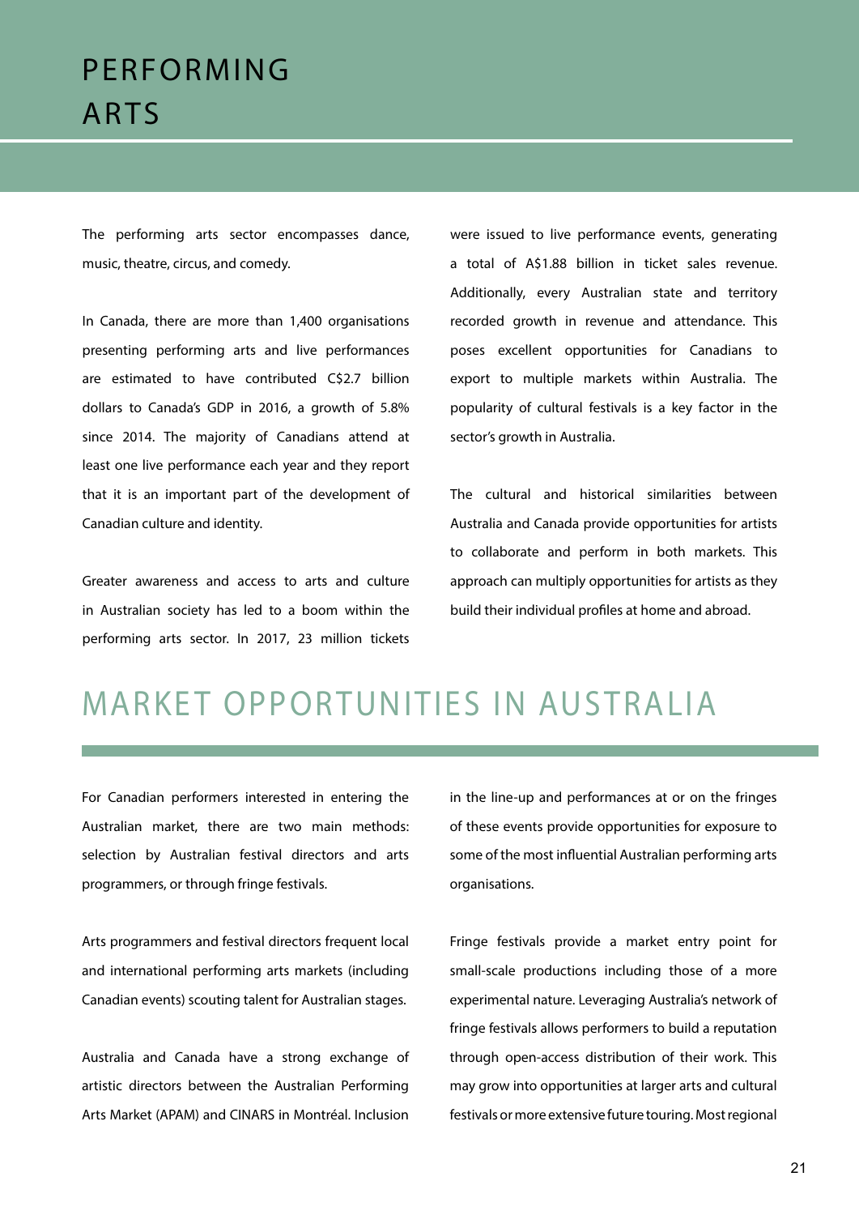# PERFORMING ARTS

The performing arts sector encompasses dance, music, theatre, circus, and comedy.

In Canada, there are more than 1,400 organisations presenting performing arts and live performances are estimated to have contributed C$2.7 billion dollars to Canada's GDP in 2016, a growth of 5.8% since 2014. The majority of Canadians attend at least one live performance each year and they report that it is an important part of the development of Canadian culture and identity.

Greater awareness and access to arts and culture in Australian society has led to a boom within the performing arts sector. In 2017, 23 million tickets were issued to live performance events, generating a total of A$1.88 billion in ticket sales revenue. Additionally, every Australian state and territory recorded growth in revenue and attendance. This poses excellent opportunities for Canadians to export to multiple markets within Australia. The popularity of cultural festivals is a key factor in the sector's growth in Australia.

The cultural and historical similarities between Australia and Canada provide opportunities for artists to collaborate and perform in both markets. This approach can multiply opportunities for artists as they build their individual profiles at home and abroad.

## MARKET OPPORTUNITIES IN AUSTRALIA

For Canadian performers interested in entering the Australian market, there are two main methods: selection by Australian festival directors and arts programmers, or through fringe festivals.

Arts programmers and festival directors frequent local and international performing arts markets (including Canadian events) scouting talent for Australian stages.

Australia and Canada have a strong exchange of artistic directors between the Australian Performing Arts Market (APAM) and CINARS in Montréal. Inclusion in the line-up and performances at or on the fringes of these events provide opportunities for exposure to some of the most influential Australian performing arts organisations.

Fringe festivals provide a market entry point for small-scale productions including those of a more experimental nature. Leveraging Australia's network of fringe festivals allows performers to build a reputation through open-access distribution of their work. This may grow into opportunities at larger arts and cultural festivals or more extensive future touring. Most regional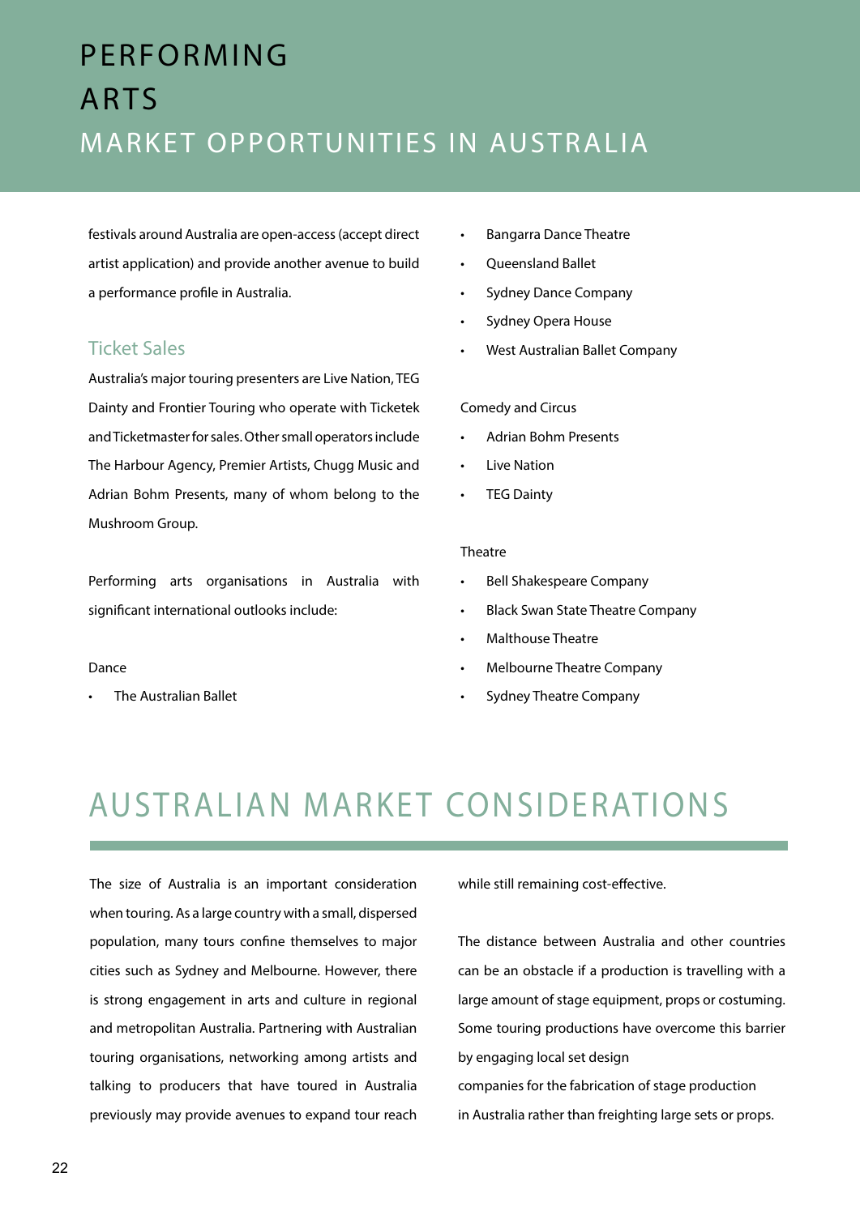# PERFORMING ARTS

## MARKET OPPORTUNITIES IN AUSTRALIA

festivals around Australia are open-access (accept direct artist application) and provide another avenue to build a performance profile in Australia.

### Ticket Sales

Australia's major touring presenters are Live Nation, TEG Dainty and Frontier Touring who operate with Ticketek and Ticketmaster for sales. Other small operators include The Harbour Agency, Premier Artists, Chugg Music and Adrian Bohm Presents, many of whom belong to the Mushroom Group.

Performing arts organisations in Australia with significant international outlooks include:

Dance

- The Australian Ballet
- Bangarra Dance Theatre
- Queensland Ballet
- Sydney Dance Company
- Sydney Opera House
- West Australian Ballet Company

Comedy and Circus

- Adrian Bohm Presents
- Live Nation
- TEG Dainty

Theatre

- Bell Shakespeare Company
- Black Swan State Theatre Company
- Malthouse Theatre
- Melbourne Theatre Company
- Sydney Theatre Company

## AUSTRALIAN MARKET CONSIDERATIONS

The size of Australia is an important consideration when touring. As a large country with a small, dispersed population, many tours confine themselves to major cities such as Sydney and Melbourne. However, there is strong engagement in arts and culture in regional and metropolitan Australia. Partnering with Australian touring organisations, networking among artists and talking to producers that have toured in Australia previously may provide avenues to expand tour reach while still remaining cost-effective.

The distance between Australia and other countries can be an obstacle if a production is travelling with a large amount of stage equipment, props or costuming. Some touring productions have overcome this barrier by engaging local set design companies for the fabrication of stage production in Australia rather than freighting large sets or props.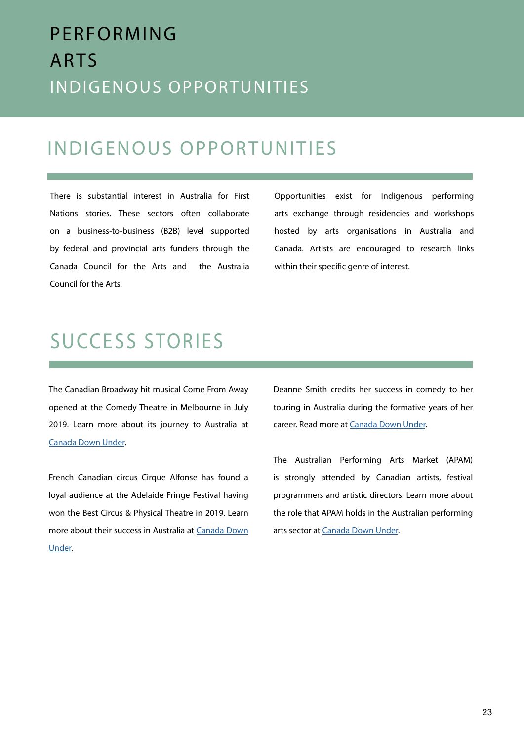# PERFORMING ARTS

INDIGENOUS OPPORTUNITIES

## INDIGENOUS OPPORTUNITIES

There is substantial interest in Australia for First Nations stories. These sectors often collaborate on a business-to-business (B2B) level supported by federal and provincial arts funders through the Canada Council for the Arts and the Australia Council for the Arts.

Opportunities exist for Indigenous performing arts exchange through residencies and workshops hosted by arts organisations in Australia and Canada. Artists are encouraged to research links within their specific genre of interest.

## SUCCESS STORIES

The Canadian Broadway hit musical Come From Away opened at the Comedy Theatre in Melbourne in July 2019. Learn more about its journey to Australia at Canada Down Under.

French Canadian circus Cirque Alfonse has found a loyal audience at the Adelaide Fringe Festival having won the Best Circus & Physical Theatre in 2019. Learn more about their success in Australia at Canada Down Under.

Deanne Smith credits her success in comedy to her touring in Australia during the formative years of her career. Read more at Canada Down Under.

The Australian Performing Arts Market (APAM) is strongly attended by Canadian artists, festival programmers and artistic directors. Learn more about the role that APAM holds in the Australian performing arts sector at Canada Down Under.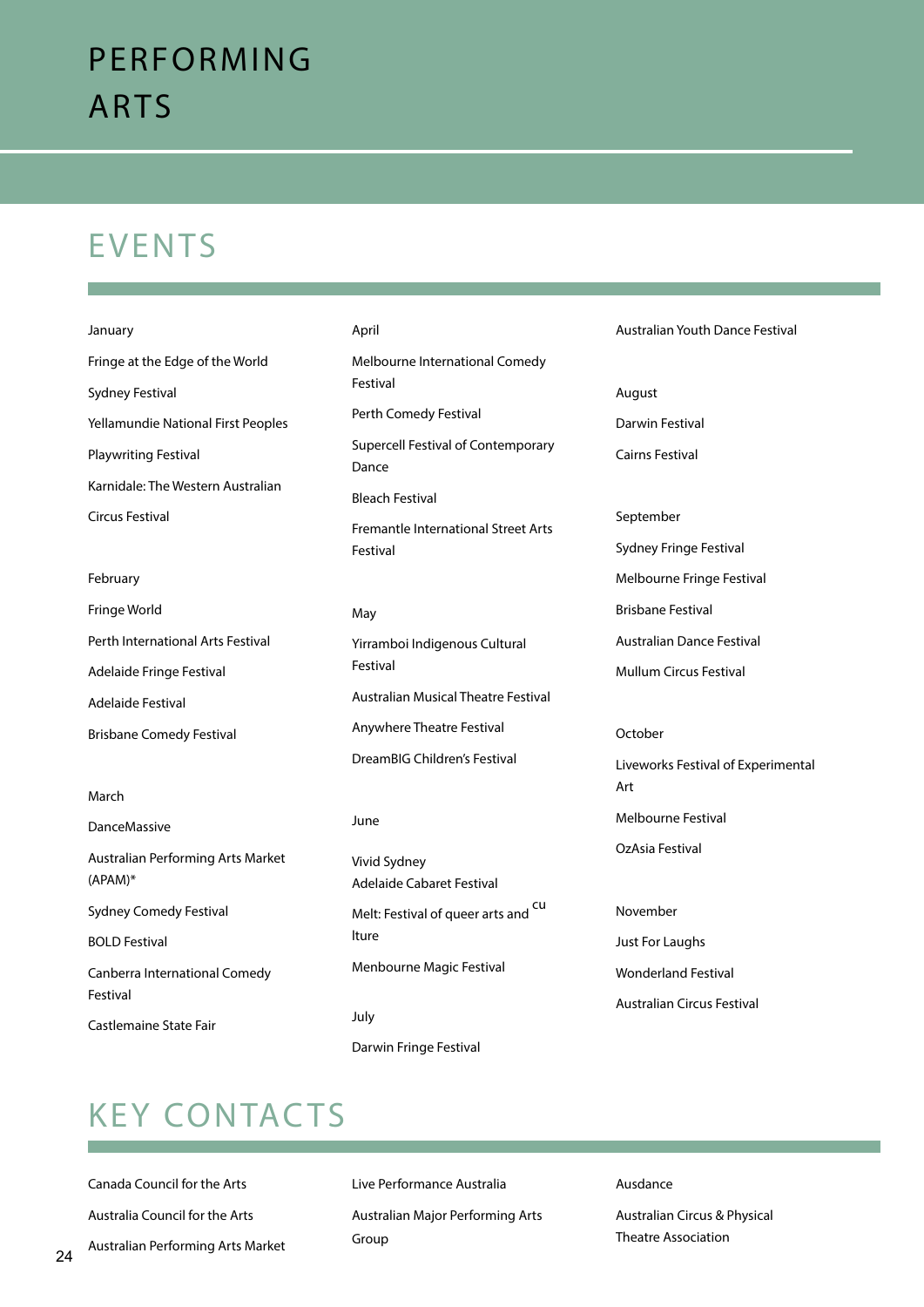# PERFORMING ARTS

## EVENTS

January

Fringe at the Edge of the World

Sydney Festival

Yellamundie National First Peoples Playwriting Festival

Karnidale: The Western Australian Circus Festival

February

Fringe World

Perth International Arts Festival

Adelaide Fringe Festival

Adelaide Festival

Brisbane Comedy Festival

March

DanceMassive

Australian Performing Arts Market (APAM)*

Sydney Comedy Festival

BOLD Festival

Canberra International Comedy Festival

Castlemaine State Fair

April

Melbourne International Comedy Festival

Perth Comedy Festival

Supercell Festival of Contemporary Dance

Bleach Festival

Fremantle International Street Arts Festival

May

Yirramboi Indigenous Cultural Festival

Australian Musical Theatre Festival

Anywhere Theatre Festival

DreamBIG Children's Festival

June

Vivid Sydney

Adelaide Cabaret Festival

Melt: Festival of queer arts and culture

Menbourne Magic Festival

July

Darwin Fringe Festival

Australian Youth Dance Festival

August

Darwin Festival

Cairns Festival

September

Sydney Fringe Festival

Melbourne Fringe Festival

Brisbane Festival

Australian Dance Festival

Mullum Circus Festival

October

Liveworks Festival of Experimental Art

Melbourne Festival

OzAsia Festival

November

Just For Laughs

Wonderland Festival

Australian Circus Festival

## KEY CONTACTS

Canada Council for the Arts

Australia Council for the Arts

Australian Performing Arts Market

Live Performance Australia

Australian Major Performing Arts Group

Ausdance

Australian Circus & Physical Theatre Association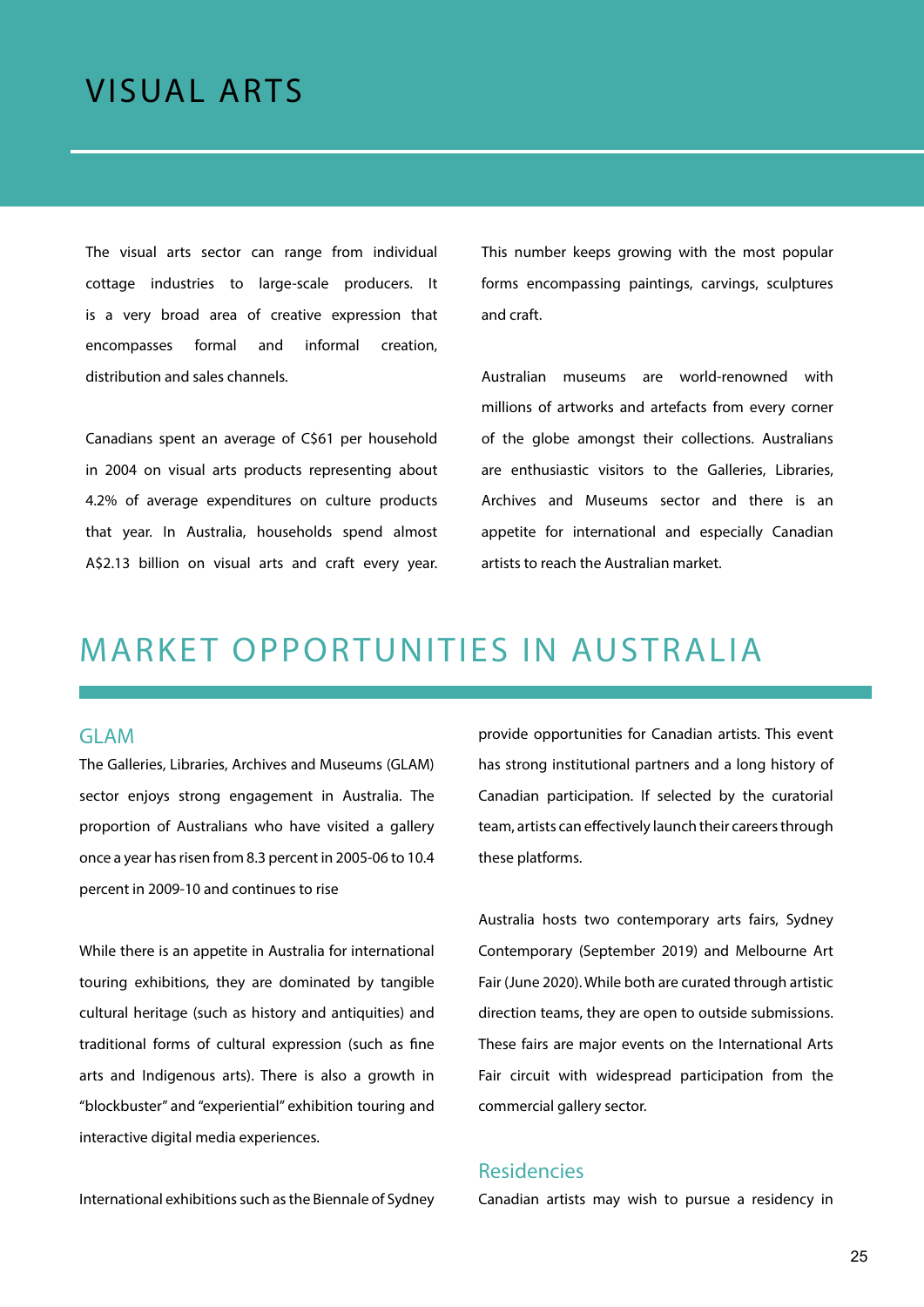# VISUAL ARTS

The visual arts sector can range from individual cottage industries to large-scale producers. It is a very broad area of creative expression that encompasses formal and informal creation, distribution and sales channels.

Canadians spent an average of C$61 per household in 2004 on visual arts products representing about 4.2% of average expenditures on culture products that year. In Australia, households spend almost A$2.13 billion on visual arts and craft every year. This number keeps growing with the most popular forms encompassing paintings, carvings, sculptures and craft.

Australian museums are world-renowned with millions of artworks and artefacts from every corner of the globe amongst their collections. Australians are enthusiastic visitors to the Galleries, Libraries, Archives and Museums sector and there is an appetite for international and especially Canadian artists to reach the Australian market.

# MARKET OPPORTUNITIES IN AUSTRALIA

## GLAM

The Galleries, Libraries, Archives and Museums (GLAM) sector enjoys strong engagement in Australia. The proportion of Australians who have visited a gallery once a year has risen from 8.3 percent in 2005-06 to 10.4 percent in 2009-10 and continues to rise

While there is an appetite in Australia for international touring exhibitions, they are dominated by tangible cultural heritage (such as history and antiquities) and traditional forms of cultural expression (such as fine arts and Indigenous arts). There is also a growth in "blockbuster" and "experiential" exhibition touring and interactive digital media experiences.

International exhibitions such as the Biennale of Sydney provide opportunities for Canadian artists. This event has strong institutional partners and a long history of Canadian participation. If selected by the curatorial team, artists can effectively launch their careers through these platforms.

Australia hosts two contemporary arts fairs, Sydney Contemporary (September 2019) and Melbourne Art Fair (June 2020). While both are curated through artistic direction teams, they are open to outside submissions. These fairs are major events on the International Arts Fair circuit with widespread participation from the commercial gallery sector.

## Residencies

Canadian artists may wish to pursue a residency in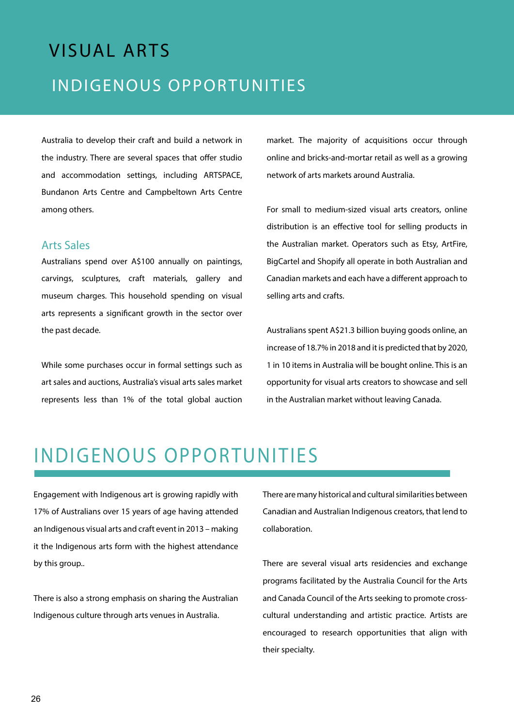# VISUAL ARTS

## INDIGENOUS OPPORTUNITIES

Australia to develop their craft and build a network in the industry. There are several spaces that offer studio and accommodation settings, including ARTSPACE, Bundanon Arts Centre and Campbeltown Arts Centre among others.

### Arts Sales

Australians spend over A$100 annually on paintings, carvings, sculptures, craft materials, gallery and museum charges. This household spending on visual arts represents a significant growth in the sector over the past decade.

While some purchases occur in formal settings such as art sales and auctions, Australia's visual arts sales market represents less than 1% of the total global auction market. The majority of acquisitions occur through online and bricks-and-mortar retail as well as a growing network of arts markets around Australia.

For small to medium-sized visual arts creators, online distribution is an effective tool for selling products in the Australian market. Operators such as Etsy, ArtFire, BigCartel and Shopify all operate in both Australian and Canadian markets and each have a different approach to selling arts and crafts.

Australians spent A$21.3 billion buying goods online, an increase of 18.7% in 2018 and it is predicted that by 2020, 1 in 10 items in Australia will be bought online. This is an opportunity for visual arts creators to showcase and sell in the Australian market without leaving Canada.

# INDIGENOUS OPPORTUNITIES

Engagement with Indigenous art is growing rapidly with 17% of Australians over 15 years of age having attended an Indigenous visual arts and craft event in 2013 – making it the Indigenous arts form with the highest attendance by this group..

There is also a strong emphasis on sharing the Australian Indigenous culture through arts venues in Australia.

There are many historical and cultural similarities between Canadian and Australian Indigenous creators, that lend to collaboration.

There are several visual arts residencies and exchange programs facilitated by the Australia Council for the Arts and Canada Council of the Arts seeking to promote cross-cultural understanding and artistic practice. Artists are encouraged to research opportunities that align with their specialty.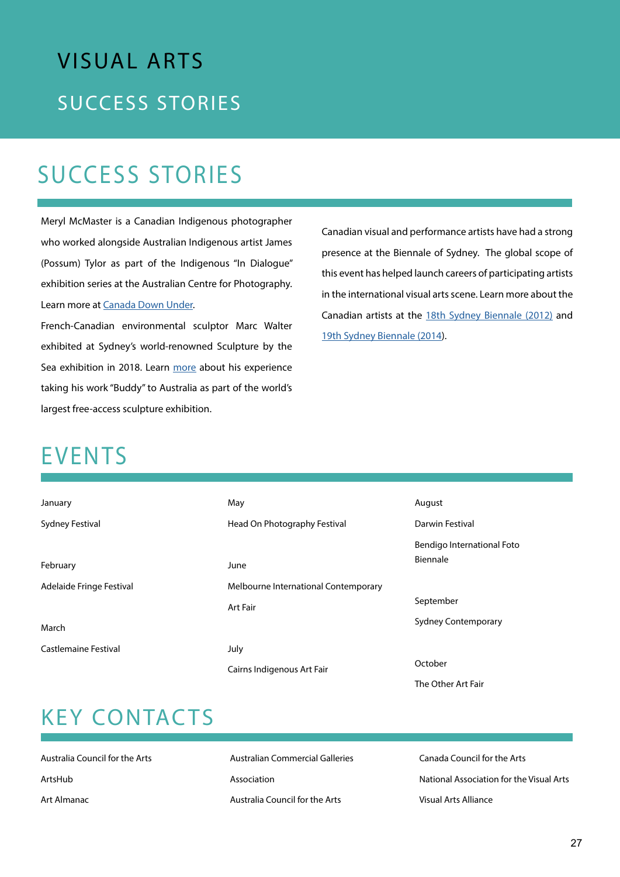# VISUAL ARTS

## SUCCESS STORIES

## SUCCESS STORIES

Meryl McMaster is a Canadian Indigenous photographer who worked alongside Australian Indigenous artist James (Possum) Tylor as part of the Indigenous "In Dialogue" exhibition series at the Australian Centre for Photography. Learn more at Canada Down Under.

French-Canadian environmental sculptor Marc Walter exhibited at Sydney's world-renowned Sculpture by the Sea exhibition in 2018. Learn more about his experience taking his work "Buddy" to Australia as part of the world's largest free-access sculpture exhibition.

Canadian visual and performance artists have had a strong presence at the Biennale of Sydney. The global scope of this event has helped launch careers of participating artists in the international visual arts scene. Learn more about the Canadian artists at the 18th Sydney Biennale (2012) and 19th Sydney Biennale (2014).

## EVENTS

January
Sydney Festival

February
Adelaide Fringe Festival

March
Castlemaine Festival

May
Head On Photography Festival

June
Melbourne International Contemporary Art Fair

July
Cairns Indigenous Art Fair

August
Darwin Festival
Bendigo International Foto Biennale

September
Sydney Contemporary

October
The Other Art Fair

## KEY CONTACTS

Australia Council for the Arts
ArtsHub
Art Almanac
Australian Commercial Galleries Association
Australia Council for the Arts
Canada Council for the Arts
National Association for the Visual Arts
Visual Arts Alliance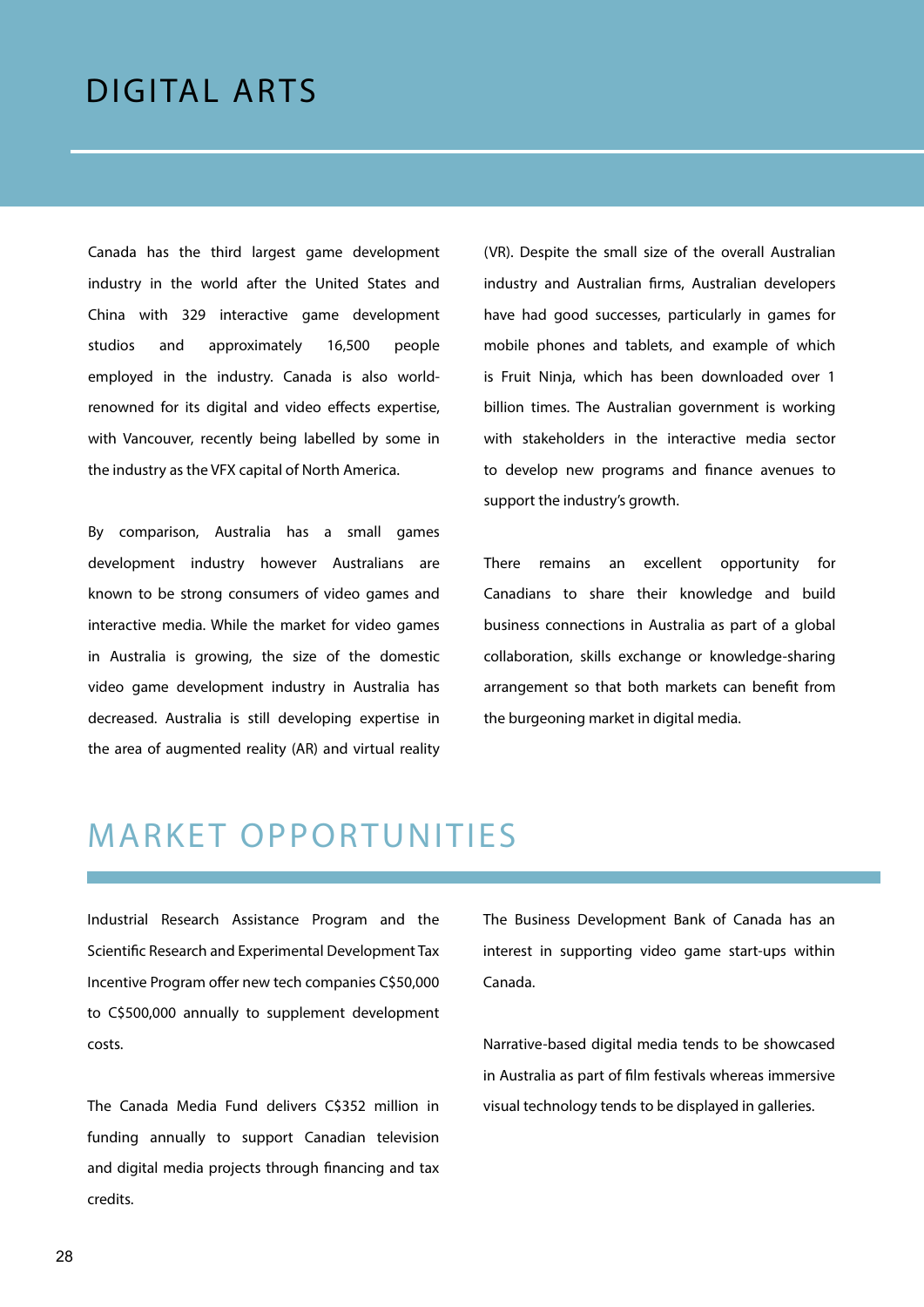# DIGITAL ARTS

Canada has the third largest game development industry in the world after the United States and China with 329 interactive game development studios and approximately 16,500 people employed in the industry. Canada is also world-renowned for its digital and video effects expertise, with Vancouver, recently being labelled by some in the industry as the VFX capital of North America.

By comparison, Australia has a small games development industry however Australians are known to be strong consumers of video games and interactive media. While the market for video games in Australia is growing, the size of the domestic video game development industry in Australia has decreased. Australia is still developing expertise in the area of augmented reality (AR) and virtual reality (VR). Despite the small size of the overall Australian industry and Australian firms, Australian developers have had good successes, particularly in games for mobile phones and tablets, and example of which is Fruit Ninja, which has been downloaded over 1 billion times. The Australian government is working with stakeholders in the interactive media sector to develop new programs and finance avenues to support the industry's growth.

There remains an excellent opportunity for Canadians to share their knowledge and build business connections in Australia as part of a global collaboration, skills exchange or knowledge-sharing arrangement so that both markets can benefit from the burgeoning market in digital media.

## MARKET OPPORTUNITIES

Industrial Research Assistance Program and the Scientific Research and Experimental Development Tax Incentive Program offer new tech companies C$50,000 to C$500,000 annually to supplement development costs.

The Canada Media Fund delivers C$352 million in funding annually to support Canadian television and digital media projects through financing and tax credits.

The Business Development Bank of Canada has an interest in supporting video game start-ups within Canada.

Narrative-based digital media tends to be showcased in Australia as part of film festivals whereas immersive visual technology tends to be displayed in galleries.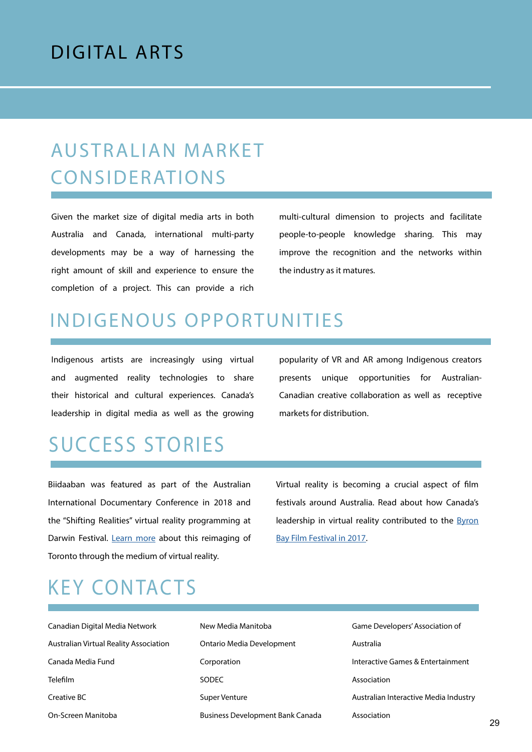# DIGITAL ARTS

## AUSTRALIAN MARKET CONSIDERATIONS

Given the market size of digital media arts in both Australia and Canada, international multi-party developments may be a way of harnessing the right amount of skill and experience to ensure the completion of a project. This can provide a rich multi-cultural dimension to projects and facilitate people-to-people knowledge sharing. This may improve the recognition and the networks within the industry as it matures.

## INDIGENOUS OPPORTUNITIES

Indigenous artists are increasingly using virtual and augmented reality technologies to share their historical and cultural experiences. Canada's leadership in digital media as well as the growing popularity of VR and AR among Indigenous creators presents unique opportunities for Australian-Canadian creative collaboration as well as receptive markets for distribution.

## SUCCESS STORIES

Biidaaban was featured as part of the Australian International Documentary Conference in 2018 and the "Shifting Realities" virtual reality programming at Darwin Festival. Learn more about this reimaging of Toronto through the medium of virtual reality.

Virtual reality is becoming a crucial aspect of film festivals around Australia. Read about how Canada's leadership in virtual reality contributed to the Byron Bay Film Festival in 2017.

## KEY CONTACTS

- Canadian Digital Media Network
- Australian Virtual Reality Association
- Canada Media Fund
- Telefilm
- Creative BC
- On-Screen Manitoba
- New Media Manitoba
- Ontario Media Development Corporation
- SODEC
- Super Venture
- Business Development Bank Canada
- Game Developers' Association of Australia
- Interactive Games & Entertainment Association
- Australian Interactive Media Industry Association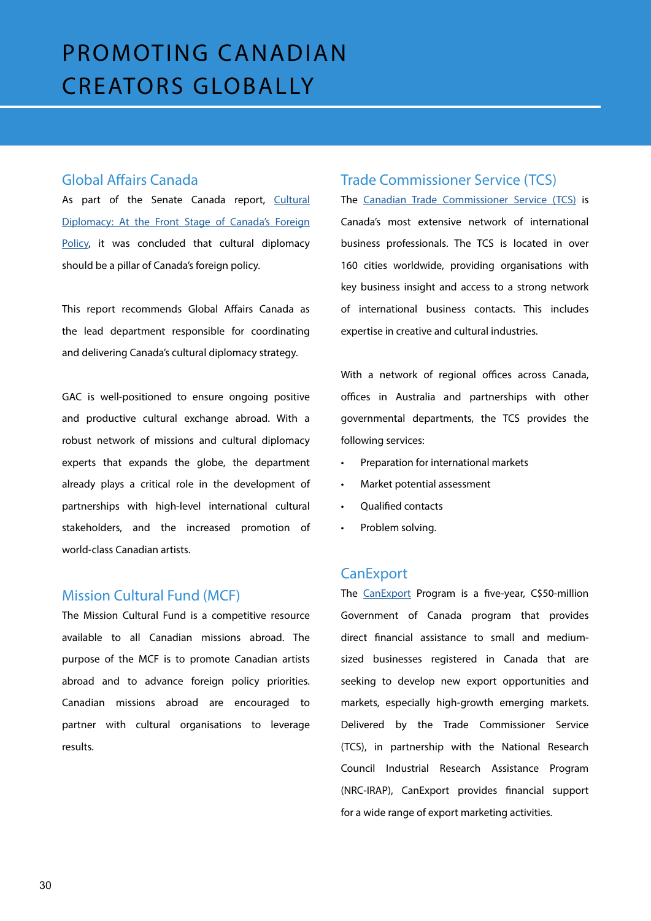# PROMOTING CANADIAN CREATORS GLOBALLY

## Global Affairs Canada

As part of the Senate Canada report, Cultural Diplomacy: At the Front Stage of Canada's Foreign Policy, it was concluded that cultural diplomacy should be a pillar of Canada's foreign policy.

This report recommends Global Affairs Canada as the lead department responsible for coordinating and delivering Canada's cultural diplomacy strategy.

GAC is well-positioned to ensure ongoing positive and productive cultural exchange abroad. With a robust network of missions and cultural diplomacy experts that expands the globe, the department already plays a critical role in the development of partnerships with high-level international cultural stakeholders, and the increased promotion of world-class Canadian artists.

## Mission Cultural Fund (MCF)

The Mission Cultural Fund is a competitive resource available to all Canadian missions abroad. The purpose of the MCF is to promote Canadian artists abroad and to advance foreign policy priorities. Canadian missions abroad are encouraged to partner with cultural organisations to leverage results.

## Trade Commissioner Service (TCS)

The Canadian Trade Commissioner Service (TCS) is Canada's most extensive network of international business professionals. The TCS is located in over 160 cities worldwide, providing organisations with key business insight and access to a strong network of international business contacts. This includes expertise in creative and cultural industries.

With a network of regional offices across Canada, offices in Australia and partnerships with other governmental departments, the TCS provides the following services:

- Preparation for international markets
- Market potential assessment
- Qualified contacts
- Problem solving.

## CanExport

The CanExport Program is a five-year, C$50-million Government of Canada program that provides direct financial assistance to small and medium-sized businesses registered in Canada that are seeking to develop new export opportunities and markets, especially high-growth emerging markets. Delivered by the Trade Commissioner Service (TCS), in partnership with the National Research Council Industrial Research Assistance Program (NRC-IRAP), CanExport provides financial support for a wide range of export marketing activities.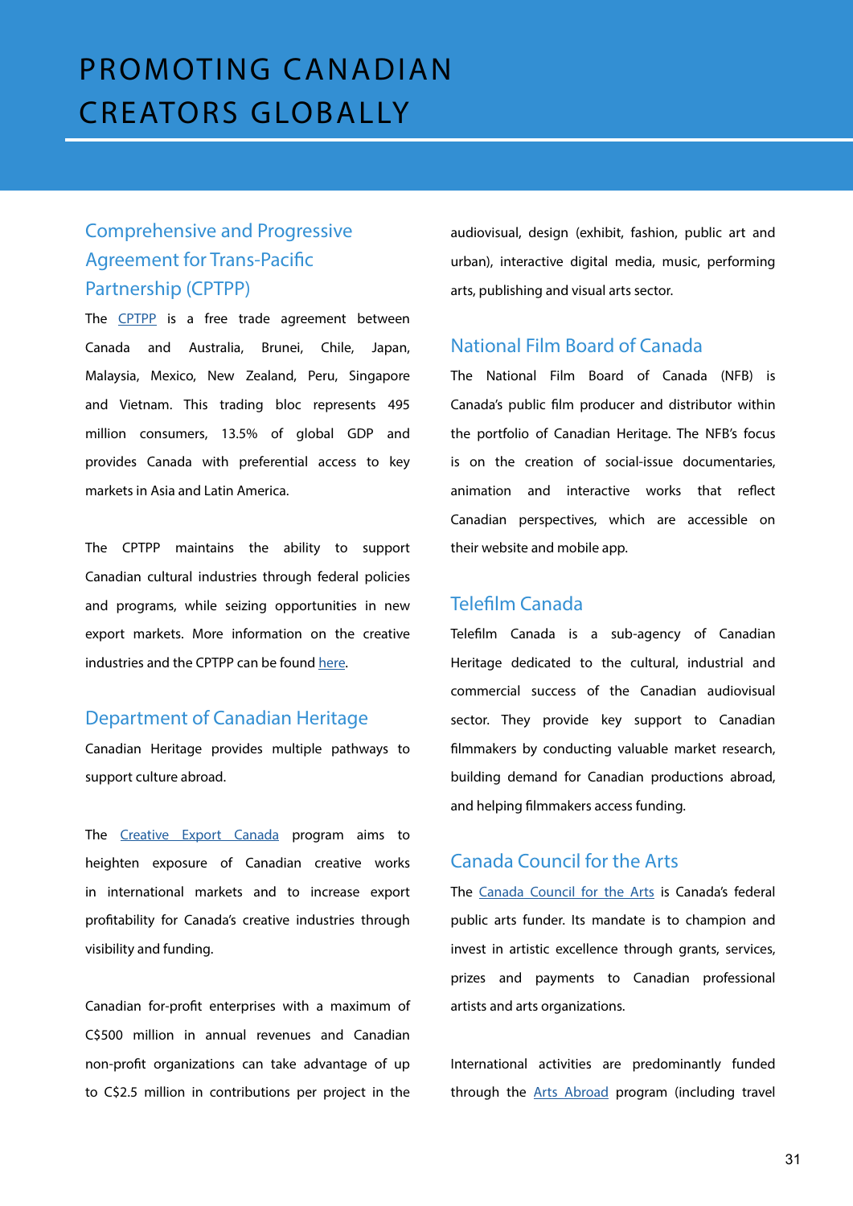# PROMOTING CANADIAN CREATORS GLOBALLY

## Comprehensive and Progressive Agreement for Trans-Pacific Partnership (CPTPP)

The CPTPP is a free trade agreement between Canada and Australia, Brunei, Chile, Japan, Malaysia, Mexico, New Zealand, Peru, Singapore and Vietnam. This trading bloc represents 495 million consumers, 13.5% of global GDP and provides Canada with preferential access to key markets in Asia and Latin America.

The CPTPP maintains the ability to support Canadian cultural industries through federal policies and programs, while seizing opportunities in new export markets. More information on the creative industries and the CPTPP can be found here.

## Department of Canadian Heritage

Canadian Heritage provides multiple pathways to support culture abroad.

The Creative Export Canada program aims to heighten exposure of Canadian creative works in international markets and to increase export profitability for Canada's creative industries through visibility and funding.

Canadian for-profit enterprises with a maximum of C$500 million in annual revenues and Canadian non-profit organizations can take advantage of up to C$2.5 million in contributions per project in the audiovisual, design (exhibit, fashion, public art and urban), interactive digital media, music, performing arts, publishing and visual arts sector.

## National Film Board of Canada

The National Film Board of Canada (NFB) is Canada's public film producer and distributor within the portfolio of Canadian Heritage. The NFB's focus is on the creation of social-issue documentaries, animation and interactive works that reflect Canadian perspectives, which are accessible on their website and mobile app.

## Telefilm Canada

Telefilm Canada is a sub-agency of Canadian Heritage dedicated to the cultural, industrial and commercial success of the Canadian audiovisual sector. They provide key support to Canadian filmmakers by conducting valuable market research, building demand for Canadian productions abroad, and helping filmmakers access funding.

## Canada Council for the Arts

The Canada Council for the Arts is Canada's federal public arts funder. Its mandate is to champion and invest in artistic excellence through grants, services, prizes and payments to Canadian professional artists and arts organizations.

International activities are predominantly funded through the Arts Abroad program (including travel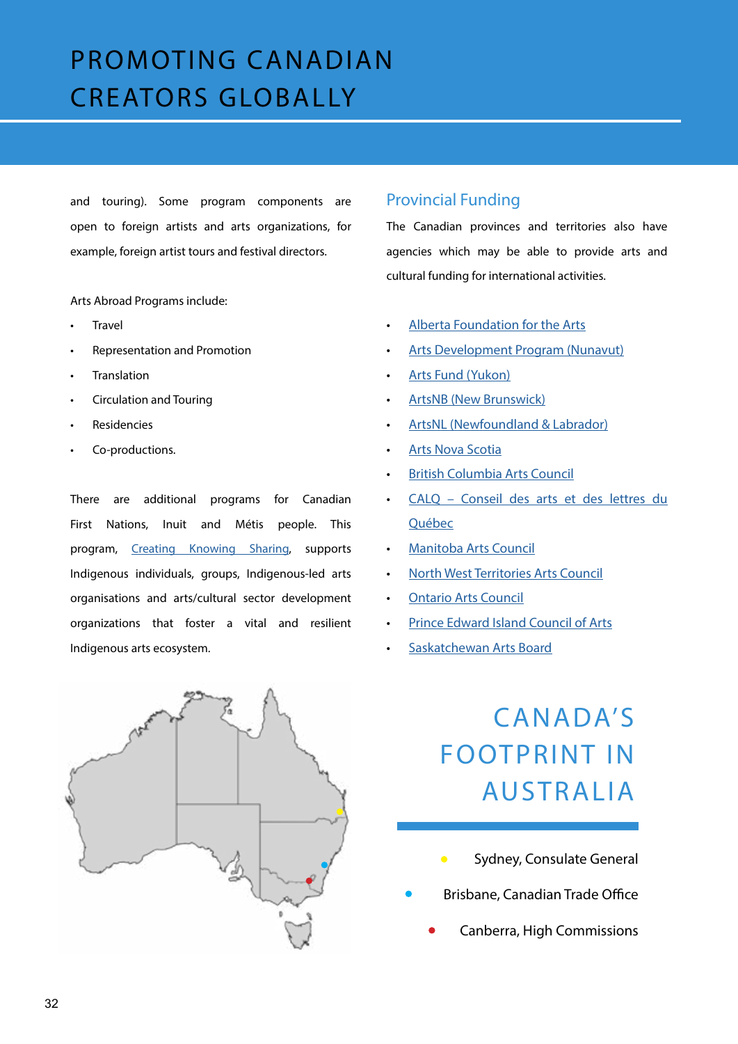# PROMOTING CANADIAN CREATORS GLOBALLY

and touring). Some program components are open to foreign artists and arts organizations, for example, foreign artist tours and festival directors.

Arts Abroad Programs include:

- Travel
- Representation and Promotion
- Translation
- Circulation and Touring
- Residencies
- Co-productions.

There are additional programs for Canadian First Nations, Inuit and Métis people. This program, Creating Knowing Sharing, supports Indigenous individuals, groups, Indigenous-led arts organisations and arts/cultural sector development organizations that foster a vital and resilient Indigenous arts ecosystem.

## Provincial Funding

The Canadian provinces and territories also have agencies which may be able to provide arts and cultural funding for international activities.

- Alberta Foundation for the Arts
- Arts Development Program (Nunavut)
- Arts Fund (Yukon)
- ArtsNB (New Brunswick)
- ArtsNL (Newfoundland & Labrador)
- Arts Nova Scotia
- British Columbia Arts Council
- CALQ – Conseil des arts et des lettres du Québec
- Manitoba Arts Council
- North West Territories Arts Council
- Ontario Arts Council
- Prince Edward Island Council of Arts
- Saskatchewan Arts Board

## CANADA'S FOOTPRINT IN AUSTRALIA

- Sydney, Consulate General
- Brisbane, Canadian Trade Office
- Canberra, High Commissions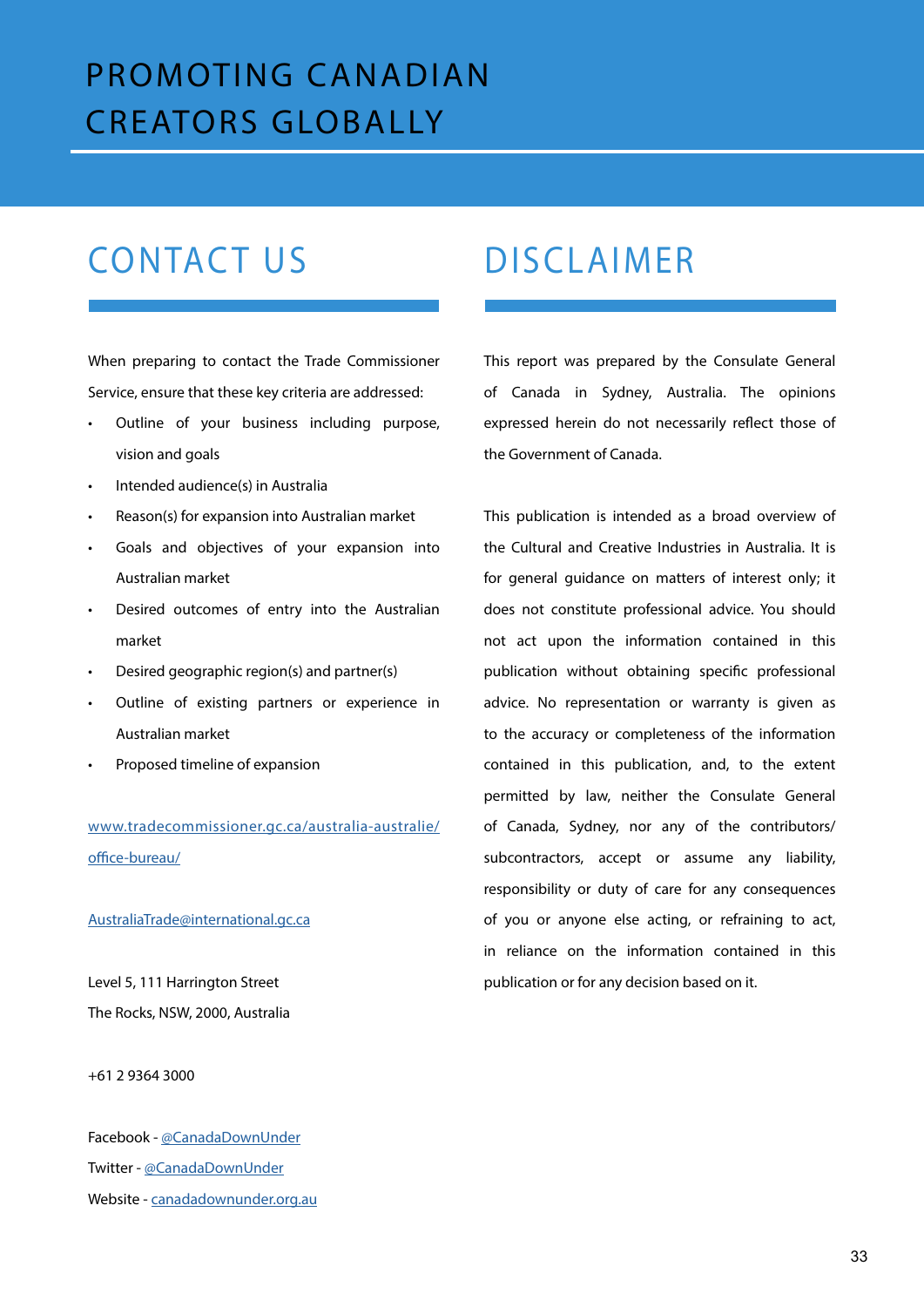# PROMOTING CANADIAN CREATORS GLOBALLY

## CONTACT US

When preparing to contact the Trade Commissioner Service, ensure that these key criteria are addressed:

- Outline of your business including purpose, vision and goals
- Intended audience(s) in Australia
- Reason(s) for expansion into Australian market
- Goals and objectives of your expansion into Australian market
- Desired outcomes of entry into the Australian market
- Desired geographic region(s) and partner(s)
- Outline of existing partners or experience in Australian market
- Proposed timeline of expansion

www.tradecommissioner.gc.ca/australia-australie/office-bureau/

AustraliaTrade@international.gc.ca

Level 5, 111 Harrington Street
The Rocks, NSW, 2000, Australia

+61 2 9364 3000

Facebook - @CanadaDownUnder
Twitter - @CanadaDownUnder
Website - canadadownunder.org.au

## DISCLAIMER

This report was prepared by the Consulate General of Canada in Sydney, Australia. The opinions expressed herein do not necessarily reflect those of the Government of Canada.

This publication is intended as a broad overview of the Cultural and Creative Industries in Australia. It is for general guidance on matters of interest only; it does not constitute professional advice. You should not act upon the information contained in this publication without obtaining specific professional advice. No representation or warranty is given as to the accuracy or completeness of the information contained in this publication, and, to the extent permitted by law, neither the Consulate General of Canada, Sydney, nor any of the contributors/subcontractors, accept or assume any liability, responsibility or duty of care for any consequences of you or anyone else acting, or refraining to act, in reliance on the information contained in this publication or for any decision based on it.